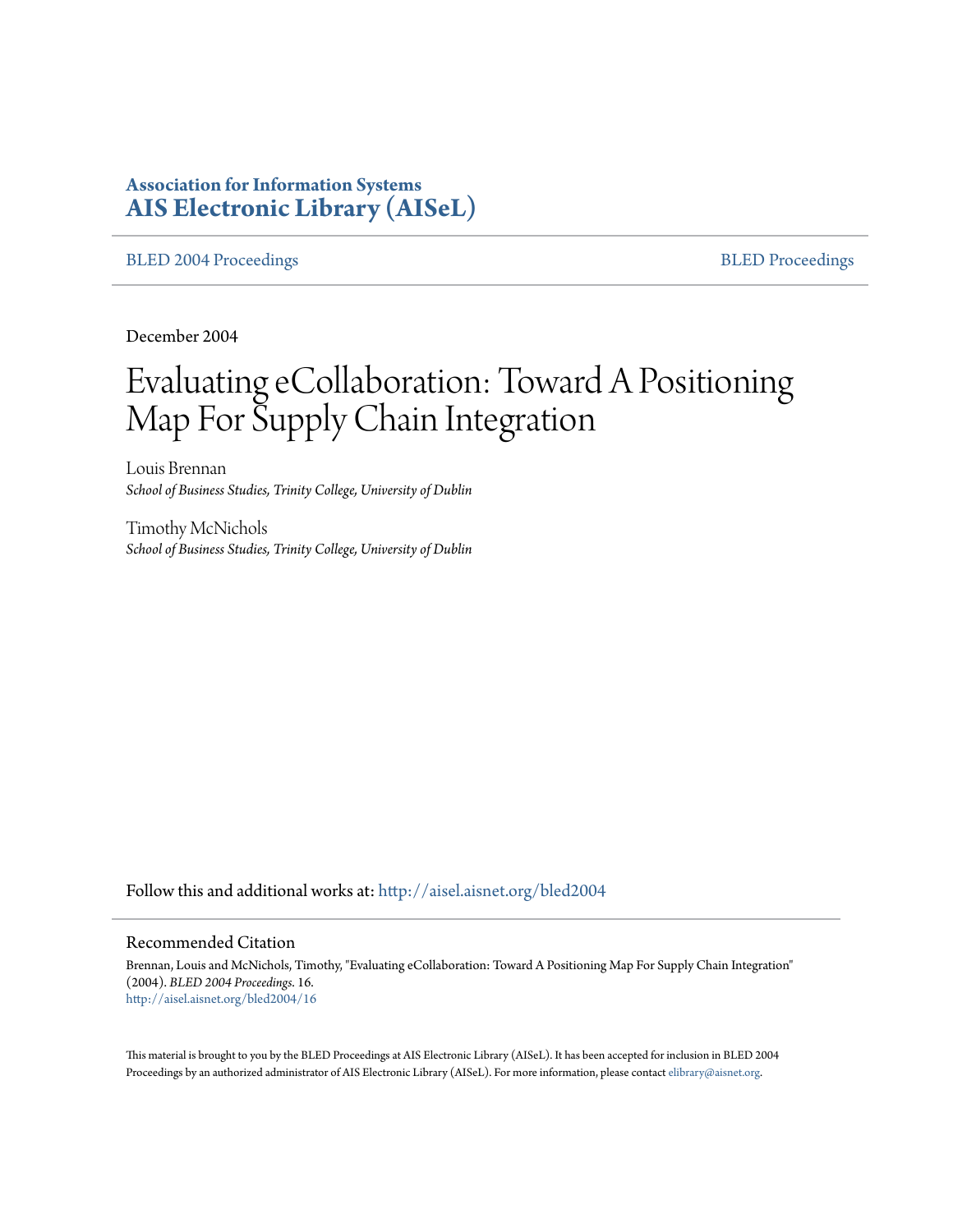**Association for Information Systems**
**AIS Electronic Library (AISeL)**

BLED 2004 Proceedings | BLED Proceedings

December 2004

# Evaluating eCollaboration: Toward A Positioning Map For Supply Chain Integration

Louis Brennan
*School of Business Studies, Trinity College, University of Dublin*

Timothy McNichols
*School of Business Studies, Trinity College, University of Dublin*

Follow this and additional works at: http://aisel.aisnet.org/bled2004

## Recommended Citation

Brennan, Louis and McNichols, Timothy, "Evaluating eCollaboration: Toward A Positioning Map For Supply Chain Integration" (2004). *BLED 2004 Proceedings*. 16.
http://aisel.aisnet.org/bled2004/16

This material is brought to you by the BLED Proceedings at AIS Electronic Library (AISeL). It has been accepted for inclusion in BLED 2004 Proceedings by an authorized administrator of AIS Electronic Library (AISeL). For more information, please contact elibrary@aisnet.org.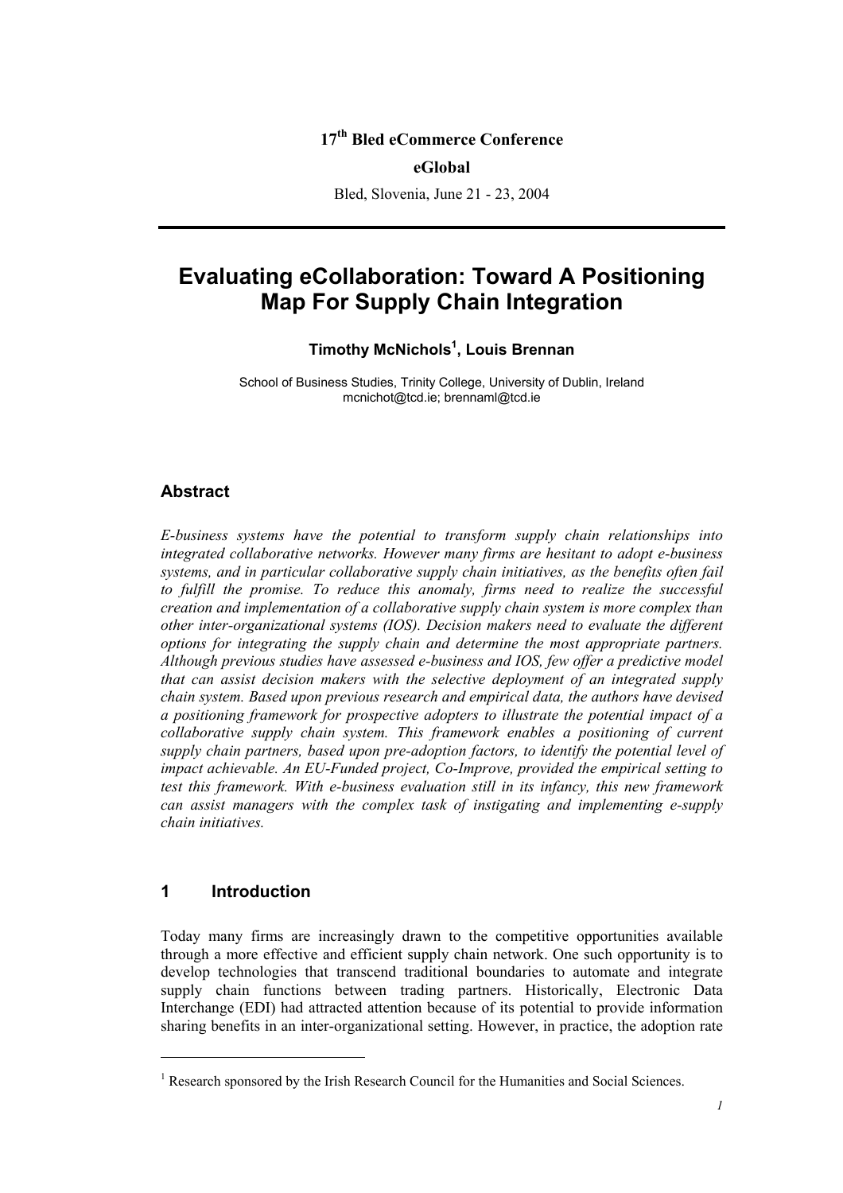17[th] Bled eCommerce Conference

**eGlobal**

Bled, Slovenia, June 21 - 23, 2004

# Evaluating eCollaboration: Toward A Positioning Map For Supply Chain Integration

**Timothy McNichols[1], Louis Brennan**

School of Business Studies, Trinity College, University of Dublin, Ireland
mcnichot@tcd.ie; brennaml@tcd.ie

## Abstract

*E-business systems have the potential to transform supply chain relationships into integrated collaborative networks. However many firms are hesitant to adopt e-business systems, and in particular collaborative supply chain initiatives, as the benefits often fail to fulfill the promise. To reduce this anomaly, firms need to realize the successful creation and implementation of a collaborative supply chain system is more complex than other inter-organizational systems (IOS). Decision makers need to evaluate the different options for integrating the supply chain and determine the most appropriate partners. Although previous studies have assessed e-business and IOS, few offer a predictive model that can assist decision makers with the selective deployment of an integrated supply chain system. Based upon previous research and empirical data, the authors have devised a positioning framework for prospective adopters to illustrate the potential impact of a collaborative supply chain system. This framework enables a positioning of current supply chain partners, based upon pre-adoption factors, to identify the potential level of impact achievable. An EU-Funded project, Co-Improve, provided the empirical setting to test this framework. With e-business evaluation still in its infancy, this new framework can assist managers with the complex task of instigating and implementing e-supply chain initiatives.*

## 1 Introduction

Today many firms are increasingly drawn to the competitive opportunities available through a more effective and efficient supply chain network. One such opportunity is to develop technologies that transcend traditional boundaries to automate and integrate supply chain functions between trading partners. Historically, Electronic Data Interchange (EDI) had attracted attention because of its potential to provide information sharing benefits in an inter-organizational setting. However, in practice, the adoption rate

---

[1] Research sponsored by the Irish Research Council for the Humanities and Social Sciences.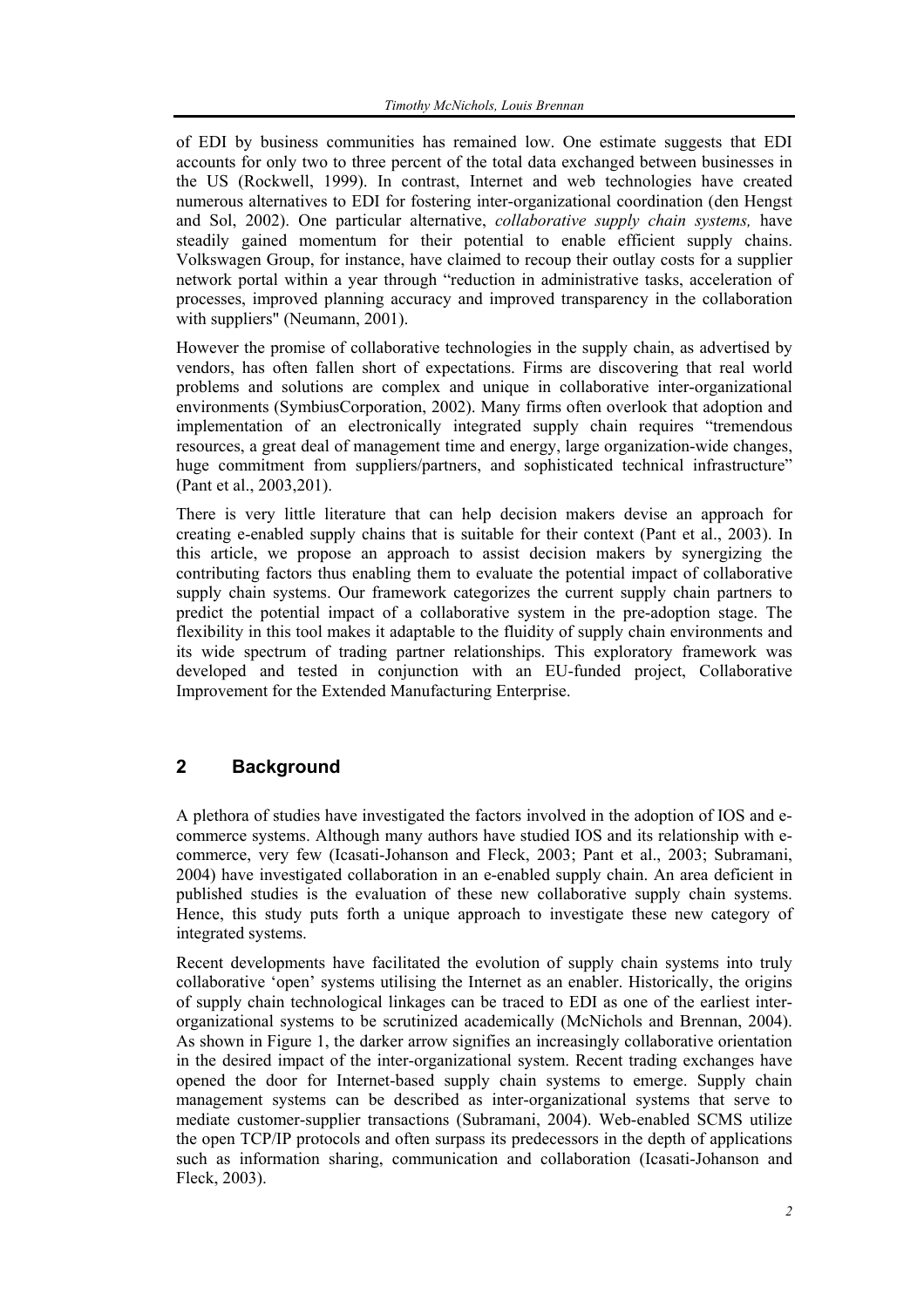of EDI by business communities has remained low. One estimate suggests that EDI accounts for only two to three percent of the total data exchanged between businesses in the US (Rockwell, 1999). In contrast, Internet and web technologies have created numerous alternatives to EDI for fostering inter-organizational coordination (den Hengst and Sol, 2002). One particular alternative, *collaborative supply chain systems,* have steadily gained momentum for their potential to enable efficient supply chains. Volkswagen Group, for instance, have claimed to recoup their outlay costs for a supplier network portal within a year through "reduction in administrative tasks, acceleration of processes, improved planning accuracy and improved transparency in the collaboration with suppliers" (Neumann, 2001).

However the promise of collaborative technologies in the supply chain, as advertised by vendors, has often fallen short of expectations. Firms are discovering that real world problems and solutions are complex and unique in collaborative inter-organizational environments (SymbiusCorporation, 2002). Many firms often overlook that adoption and implementation of an electronically integrated supply chain requires "tremendous resources, a great deal of management time and energy, large organization-wide changes, huge commitment from suppliers/partners, and sophisticated technical infrastructure" (Pant et al., 2003,201).

There is very little literature that can help decision makers devise an approach for creating e-enabled supply chains that is suitable for their context (Pant et al., 2003). In this article, we propose an approach to assist decision makers by synergizing the contributing factors thus enabling them to evaluate the potential impact of collaborative supply chain systems. Our framework categorizes the current supply chain partners to predict the potential impact of a collaborative system in the pre-adoption stage. The flexibility in this tool makes it adaptable to the fluidity of supply chain environments and its wide spectrum of trading partner relationships. This exploratory framework was developed and tested in conjunction with an EU-funded project, Collaborative Improvement for the Extended Manufacturing Enterprise.

## 2 Background

A plethora of studies have investigated the factors involved in the adoption of IOS and e-commerce systems. Although many authors have studied IOS and its relationship with e-commerce, very few (Icasati-Johanson and Fleck, 2003; Pant et al., 2003; Subramani, 2004) have investigated collaboration in an e-enabled supply chain. An area deficient in published studies is the evaluation of these new collaborative supply chain systems. Hence, this study puts forth a unique approach to investigate these new category of integrated systems.

Recent developments have facilitated the evolution of supply chain systems into truly collaborative 'open' systems utilising the Internet as an enabler. Historically, the origins of supply chain technological linkages can be traced to EDI as one of the earliest inter-organizational systems to be scrutinized academically (McNichols and Brennan, 2004). As shown in Figure 1, the darker arrow signifies an increasingly collaborative orientation in the desired impact of the inter-organizational system. Recent trading exchanges have opened the door for Internet-based supply chain systems to emerge. Supply chain management systems can be described as inter-organizational systems that serve to mediate customer-supplier transactions (Subramani, 2004). Web-enabled SCMS utilize the open TCP/IP protocols and often surpass its predecessors in the depth of applications such as information sharing, communication and collaboration (Icasati-Johanson and Fleck, 2003).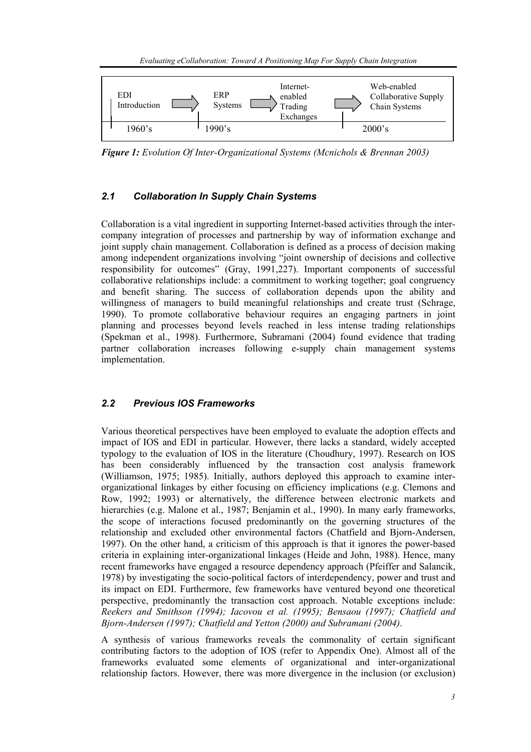| EDI Introduction | ERP Systems | Internet-enabled Trading Exchanges | Web-enabled Collaborative Supply Chain Systems |
|---|---|---|---|
| 1960's | 1990's | | 2000's |

***Figure 1:*** *Evolution Of Inter-Organizational Systems (Mcnichols & Brennan 2003)*

### *2.1 Collaboration In Supply Chain Systems*

Collaboration is a vital ingredient in supporting Internet-based activities through the inter-company integration of processes and partnership by way of information exchange and joint supply chain management. Collaboration is defined as a process of decision making among independent organizations involving "joint ownership of decisions and collective responsibility for outcomes" (Gray, 1991,227). Important components of successful collaborative relationships include: a commitment to working together; goal congruency and benefit sharing. The success of collaboration depends upon the ability and willingness of managers to build meaningful relationships and create trust (Schrage, 1990). To promote collaborative behaviour requires an engaging partners in joint planning and processes beyond levels reached in less intense trading relationships (Spekman et al., 1998). Furthermore, Subramani (2004) found evidence that trading partner collaboration increases following e-supply chain management systems implementation.

### *2.2 Previous IOS Frameworks*

Various theoretical perspectives have been employed to evaluate the adoption effects and impact of IOS and EDI in particular. However, there lacks a standard, widely accepted typology to the evaluation of IOS in the literature (Choudhury, 1997). Research on IOS has been considerably influenced by the transaction cost analysis framework (Williamson, 1975; 1985). Initially, authors deployed this approach to examine inter-organizational linkages by either focusing on efficiency implications (e.g. Clemons and Row, 1992; 1993) or alternatively, the difference between electronic markets and hierarchies (e.g. Malone et al., 1987; Benjamin et al., 1990). In many early frameworks, the scope of interactions focused predominantly on the governing structures of the relationship and excluded other environmental factors (Chatfield and Bjorn-Andersen, 1997). On the other hand, a criticism of this approach is that it ignores the power-based criteria in explaining inter-organizational linkages (Heide and John, 1988). Hence, many recent frameworks have engaged a resource dependency approach (Pfeiffer and Salancik, 1978) by investigating the socio-political factors of interdependency, power and trust and its impact on EDI. Furthermore, few frameworks have ventured beyond one theoretical perspective, predominantly the transaction cost approach. Notable exceptions include: *Reekers and Smithson (1994); Iacovou et al. (1995); Bensaou (1997); Chatfield and Bjorn-Andersen (1997); Chatfield and Yetton (2000) and Subramani (2004)*.

A synthesis of various frameworks reveals the commonality of certain significant contributing factors to the adoption of IOS (refer to Appendix One). Almost all of the frameworks evaluated some elements of organizational and inter-organizational relationship factors. However, there was more divergence in the inclusion (or exclusion)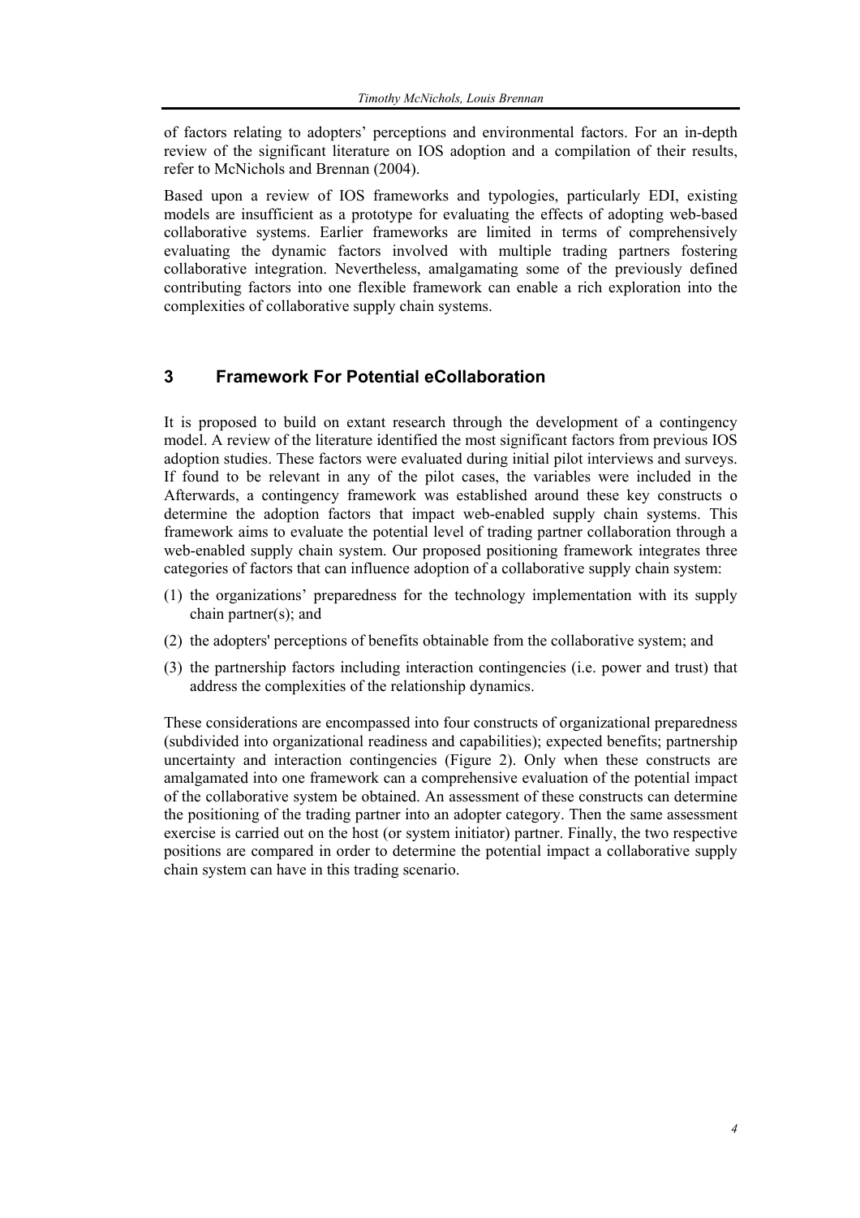of factors relating to adopters' perceptions and environmental factors. For an in-depth review of the significant literature on IOS adoption and a compilation of their results, refer to McNichols and Brennan (2004).

Based upon a review of IOS frameworks and typologies, particularly EDI, existing models are insufficient as a prototype for evaluating the effects of adopting web-based collaborative systems. Earlier frameworks are limited in terms of comprehensively evaluating the dynamic factors involved with multiple trading partners fostering collaborative integration. Nevertheless, amalgamating some of the previously defined contributing factors into one flexible framework can enable a rich exploration into the complexities of collaborative supply chain systems.

## 3 Framework For Potential eCollaboration

It is proposed to build on extant research through the development of a contingency model. A review of the literature identified the most significant factors from previous IOS adoption studies. These factors were evaluated during initial pilot interviews and surveys. If found to be relevant in any of the pilot cases, the variables were included in the Afterwards, a contingency framework was established around these key constructs o determine the adoption factors that impact web-enabled supply chain systems. This framework aims to evaluate the potential level of trading partner collaboration through a web-enabled supply chain system. Our proposed positioning framework integrates three categories of factors that can influence adoption of a collaborative supply chain system:

(1) the organizations' preparedness for the technology implementation with its supply chain partner(s); and

(2) the adopters' perceptions of benefits obtainable from the collaborative system; and

(3) the partnership factors including interaction contingencies (i.e. power and trust) that address the complexities of the relationship dynamics.

These considerations are encompassed into four constructs of organizational preparedness (subdivided into organizational readiness and capabilities); expected benefits; partnership uncertainty and interaction contingencies (Figure 2). Only when these constructs are amalgamated into one framework can a comprehensive evaluation of the potential impact of the collaborative system be obtained. An assessment of these constructs can determine the positioning of the trading partner into an adopter category. Then the same assessment exercise is carried out on the host (or system initiator) partner. Finally, the two respective positions are compared in order to determine the potential impact a collaborative supply chain system can have in this trading scenario.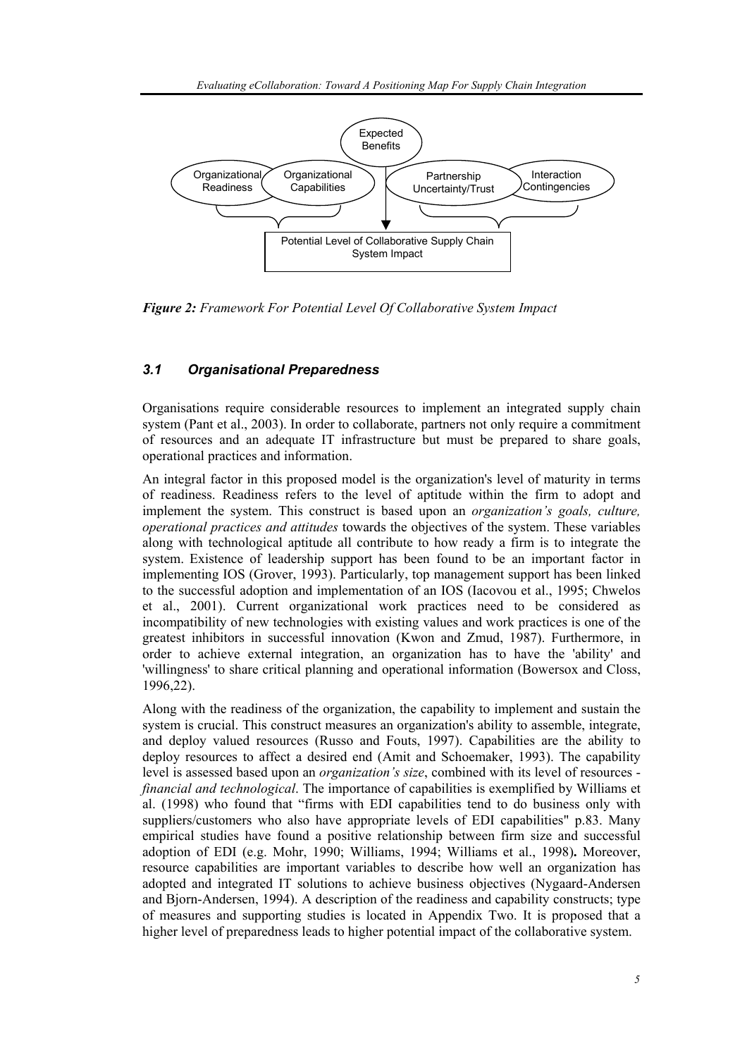Expected Benefits

Organizational Readiness

Organizational Capabilities

Partnership Uncertainty/Trust

Interaction Contingencies

Potential Level of Collaborative Supply Chain System Impact

***Figure 2:*** *Framework For Potential Level Of Collaborative System Impact*

### *3.1 Organisational Preparedness*

Organisations require considerable resources to implement an integrated supply chain system (Pant et al., 2003). In order to collaborate, partners not only require a commitment of resources and an adequate IT infrastructure but must be prepared to share goals, operational practices and information.

An integral factor in this proposed model is the organization's level of maturity in terms of readiness. Readiness refers to the level of aptitude within the firm to adopt and implement the system. This construct is based upon an *organization's goals, culture, operational practices and attitudes* towards the objectives of the system. These variables along with technological aptitude all contribute to how ready a firm is to integrate the system. Existence of leadership support has been found to be an important factor in implementing IOS (Grover, 1993). Particularly, top management support has been linked to the successful adoption and implementation of an IOS (Iacovou et al., 1995; Chwelos et al., 2001). Current organizational work practices need to be considered as incompatibility of new technologies with existing values and work practices is one of the greatest inhibitors in successful innovation (Kwon and Zmud, 1987). Furthermore, in order to achieve external integration, an organization has to have the 'ability' and 'willingness' to share critical planning and operational information (Bowersox and Closs, 1996,22).

Along with the readiness of the organization, the capability to implement and sustain the system is crucial. This construct measures an organization's ability to assemble, integrate, and deploy valued resources (Russo and Fouts, 1997). Capabilities are the ability to deploy resources to affect a desired end (Amit and Schoemaker, 1993). The capability level is assessed based upon an *organization's size*, combined with its level of resources - *financial and technological*. The importance of capabilities is exemplified by Williams et al. (1998) who found that "firms with EDI capabilities tend to do business only with suppliers/customers who also have appropriate levels of EDI capabilities" p.83. Many empirical studies have found a positive relationship between firm size and successful adoption of EDI (e.g. Mohr, 1990; Williams, 1994; Williams et al., 1998). Moreover, resource capabilities are important variables to describe how well an organization has adopted and integrated IT solutions to achieve business objectives (Nygaard-Andersen and Bjorn-Andersen, 1994). A description of the readiness and capability constructs; type of measures and supporting studies is located in Appendix Two. It is proposed that a higher level of preparedness leads to higher potential impact of the collaborative system.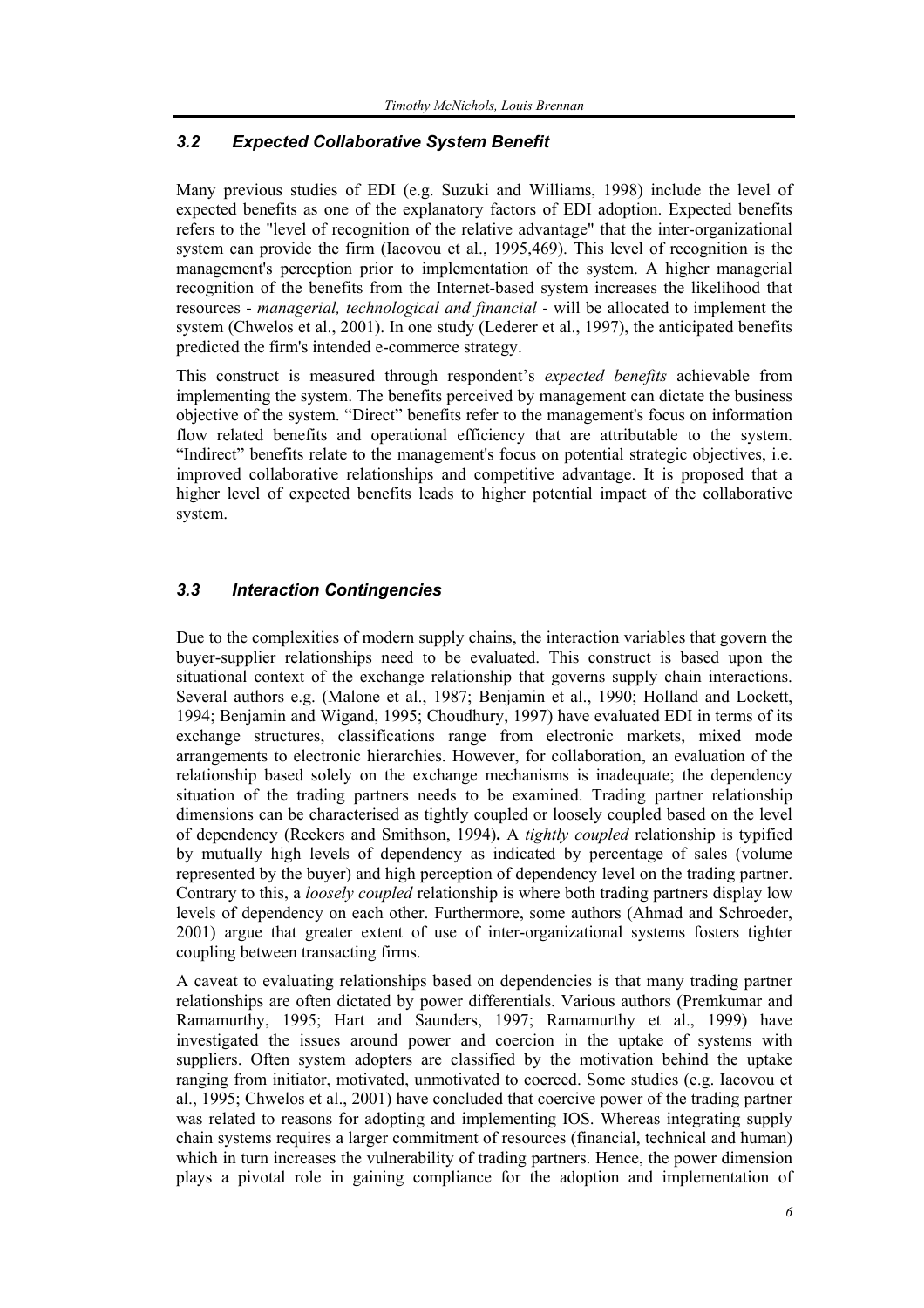### *3.2 Expected Collaborative System Benefit*

Many previous studies of EDI (e.g. Suzuki and Williams, 1998) include the level of expected benefits as one of the explanatory factors of EDI adoption. Expected benefits refers to the "level of recognition of the relative advantage" that the inter-organizational system can provide the firm (Iacovou et al., 1995,469). This level of recognition is the management's perception prior to implementation of the system. A higher managerial recognition of the benefits from the Internet-based system increases the likelihood that resources - *managerial, technological and financial* - will be allocated to implement the system (Chwelos et al., 2001). In one study (Lederer et al., 1997), the anticipated benefits predicted the firm's intended e-commerce strategy.

This construct is measured through respondent's *expected benefits* achievable from implementing the system. The benefits perceived by management can dictate the business objective of the system. "Direct" benefits refer to the management's focus on information flow related benefits and operational efficiency that are attributable to the system. "Indirect" benefits relate to the management's focus on potential strategic objectives, i.e. improved collaborative relationships and competitive advantage. It is proposed that a higher level of expected benefits leads to higher potential impact of the collaborative system.

### *3.3 Interaction Contingencies*

Due to the complexities of modern supply chains, the interaction variables that govern the buyer-supplier relationships need to be evaluated. This construct is based upon the situational context of the exchange relationship that governs supply chain interactions. Several authors e.g. (Malone et al., 1987; Benjamin et al., 1990; Holland and Lockett, 1994; Benjamin and Wigand, 1995; Choudhury, 1997) have evaluated EDI in terms of its exchange structures, classifications range from electronic markets, mixed mode arrangements to electronic hierarchies. However, for collaboration, an evaluation of the relationship based solely on the exchange mechanisms is inadequate; the dependency situation of the trading partners needs to be examined. Trading partner relationship dimensions can be characterised as tightly coupled or loosely coupled based on the level of dependency (Reekers and Smithson, 1994). A *tightly coupled* relationship is typified by mutually high levels of dependency as indicated by percentage of sales (volume represented by the buyer) and high perception of dependency level on the trading partner. Contrary to this, a *loosely coupled* relationship is where both trading partners display low levels of dependency on each other. Furthermore, some authors (Ahmad and Schroeder, 2001) argue that greater extent of use of inter-organizational systems fosters tighter coupling between transacting firms.

A caveat to evaluating relationships based on dependencies is that many trading partner relationships are often dictated by power differentials. Various authors (Premkumar and Ramamurthy, 1995; Hart and Saunders, 1997; Ramamurthy et al., 1999) have investigated the issues around power and coercion in the uptake of systems with suppliers. Often system adopters are classified by the motivation behind the uptake ranging from initiator, motivated, unmotivated to coerced. Some studies (e.g. Iacovou et al., 1995; Chwelos et al., 2001) have concluded that coercive power of the trading partner was related to reasons for adopting and implementing IOS. Whereas integrating supply chain systems requires a larger commitment of resources (financial, technical and human) which in turn increases the vulnerability of trading partners. Hence, the power dimension plays a pivotal role in gaining compliance for the adoption and implementation of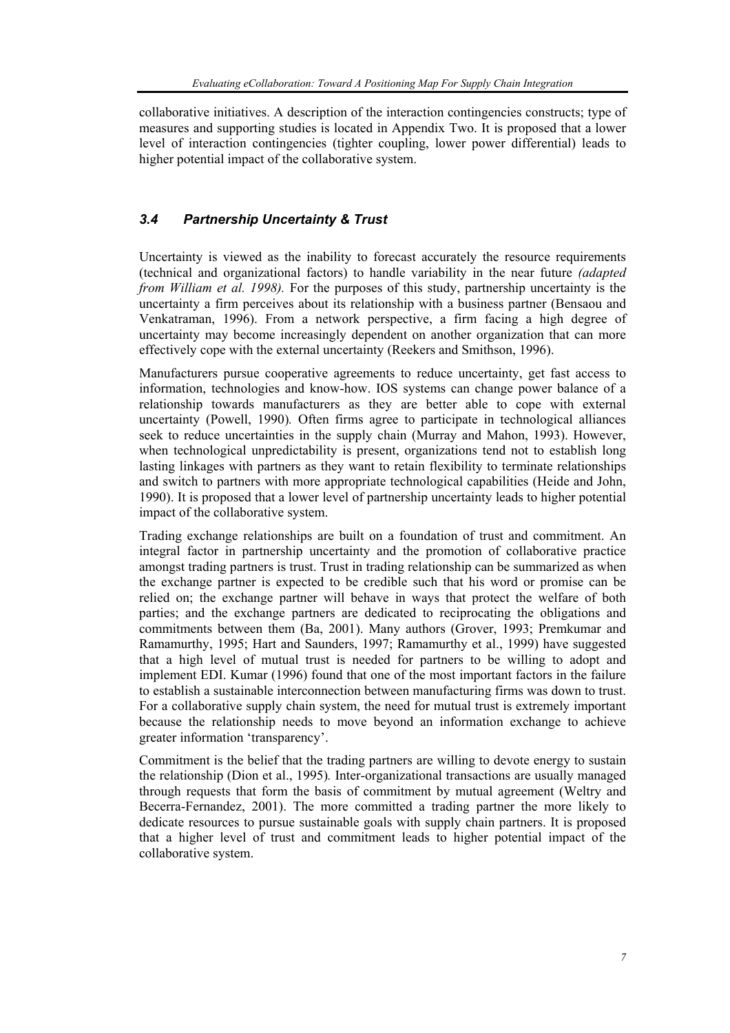collaborative initiatives. A description of the interaction contingencies constructs; type of measures and supporting studies is located in Appendix Two. It is proposed that a lower level of interaction contingencies (tighter coupling, lower power differential) leads to higher potential impact of the collaborative system.

### *3.4 Partnership Uncertainty & Trust*

Uncertainty is viewed as the inability to forecast accurately the resource requirements (technical and organizational factors) to handle variability in the near future *(adapted from William et al. 1998).* For the purposes of this study, partnership uncertainty is the uncertainty a firm perceives about its relationship with a business partner (Bensaou and Venkatraman, 1996). From a network perspective, a firm facing a high degree of uncertainty may become increasingly dependent on another organization that can more effectively cope with the external uncertainty (Reekers and Smithson, 1996).

Manufacturers pursue cooperative agreements to reduce uncertainty, get fast access to information, technologies and know-how. IOS systems can change power balance of a relationship towards manufacturers as they are better able to cope with external uncertainty (Powell, 1990). Often firms agree to participate in technological alliances seek to reduce uncertainties in the supply chain (Murray and Mahon, 1993). However, when technological unpredictability is present, organizations tend not to establish long lasting linkages with partners as they want to retain flexibility to terminate relationships and switch to partners with more appropriate technological capabilities (Heide and John, 1990). It is proposed that a lower level of partnership uncertainty leads to higher potential impact of the collaborative system.

Trading exchange relationships are built on a foundation of trust and commitment. An integral factor in partnership uncertainty and the promotion of collaborative practice amongst trading partners is trust. Trust in trading relationship can be summarized as when the exchange partner is expected to be credible such that his word or promise can be relied on; the exchange partner will behave in ways that protect the welfare of both parties; and the exchange partners are dedicated to reciprocating the obligations and commitments between them (Ba, 2001). Many authors (Grover, 1993; Premkumar and Ramamurthy, 1995; Hart and Saunders, 1997; Ramamurthy et al., 1999) have suggested that a high level of mutual trust is needed for partners to be willing to adopt and implement EDI. Kumar (1996) found that one of the most important factors in the failure to establish a sustainable interconnection between manufacturing firms was down to trust. For a collaborative supply chain system, the need for mutual trust is extremely important because the relationship needs to move beyond an information exchange to achieve greater information 'transparency'.

Commitment is the belief that the trading partners are willing to devote energy to sustain the relationship (Dion et al., 1995). Inter-organizational transactions are usually managed through requests that form the basis of commitment by mutual agreement (Weltry and Becerra-Fernandez, 2001). The more committed a trading partner the more likely to dedicate resources to pursue sustainable goals with supply chain partners. It is proposed that a higher level of trust and commitment leads to higher potential impact of the collaborative system.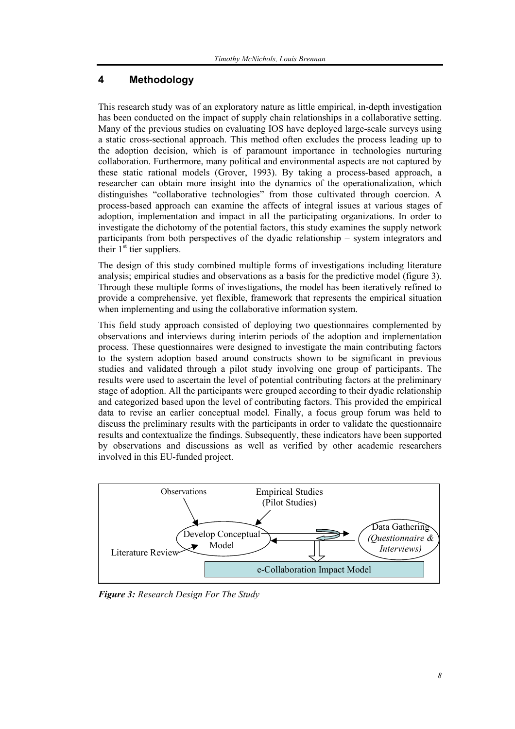## 4 Methodology

This research study was of an exploratory nature as little empirical, in-depth investigation has been conducted on the impact of supply chain relationships in a collaborative setting. Many of the previous studies on evaluating IOS have deployed large-scale surveys using a static cross-sectional approach. This method often excludes the process leading up to the adoption decision, which is of paramount importance in technologies nurturing collaboration. Furthermore, many political and environmental aspects are not captured by these static rational models (Grover, 1993). By taking a process-based approach, a researcher can obtain more insight into the dynamics of the operationalization, which distinguishes "collaborative technologies" from those cultivated through coercion. A process-based approach can examine the affects of integral issues at various stages of adoption, implementation and impact in all the participating organizations. In order to investigate the dichotomy of the potential factors, this study examines the supply network participants from both perspectives of the dyadic relationship – system integrators and their 1st tier suppliers.

The design of this study combined multiple forms of investigations including literature analysis; empirical studies and observations as a basis for the predictive model (figure 3). Through these multiple forms of investigations, the model has been iteratively refined to provide a comprehensive, yet flexible, framework that represents the empirical situation when implementing and using the collaborative information system.

This field study approach consisted of deploying two questionnaires complemented by observations and interviews during interim periods of the adoption and implementation process. These questionnaires were designed to investigate the main contributing factors to the system adoption based around constructs shown to be significant in previous studies and validated through a pilot study involving one group of participants. The results were used to ascertain the level of potential contributing factors at the preliminary stage of adoption. All the participants were grouped according to their dyadic relationship and categorized based upon the level of contributing factors. This provided the empirical data to revise an earlier conceptual model. Finally, a focus group forum was held to discuss the preliminary results with the participants in order to validate the questionnaire results and contextualize the findings. Subsequently, these indicators have been supported by observations and discussions as well as verified by other academic researchers involved in this EU-funded project.

Observations — Empirical Studies (Pilot Studies) — Literature Review → Develop Conceptual Model ⇄ Data Gathering (*Questionnaire & Interviews*) → e-Collaboration Impact Model

***Figure 3:** Research Design For The Study*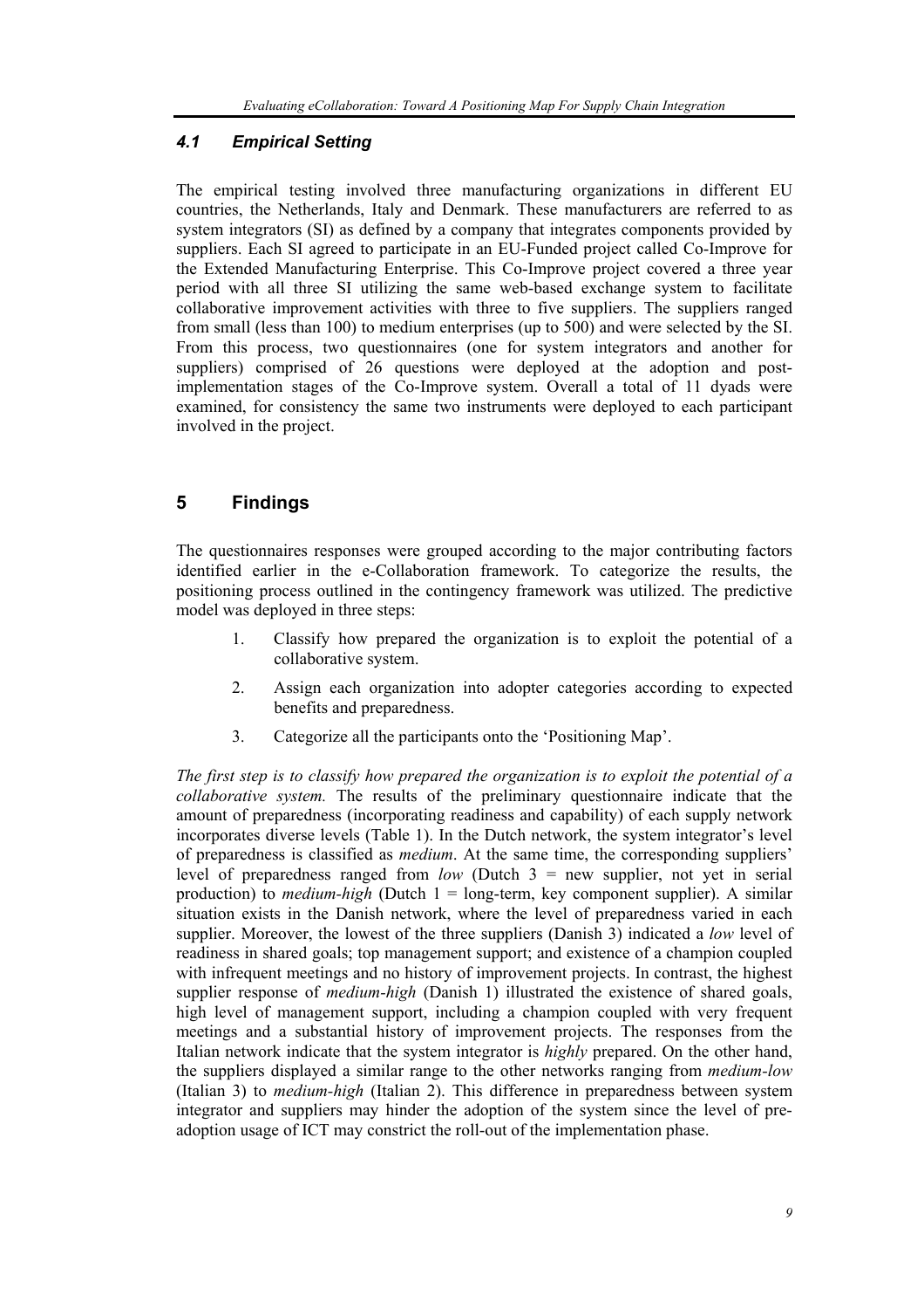### 4.1 *Empirical Setting*

The empirical testing involved three manufacturing organizations in different EU countries, the Netherlands, Italy and Denmark. These manufacturers are referred to as system integrators (SI) as defined by a company that integrates components provided by suppliers. Each SI agreed to participate in an EU-Funded project called Co-Improve for the Extended Manufacturing Enterprise. This Co-Improve project covered a three year period with all three SI utilizing the same web-based exchange system to facilitate collaborative improvement activities with three to five suppliers. The suppliers ranged from small (less than 100) to medium enterprises (up to 500) and were selected by the SI. From this process, two questionnaires (one for system integrators and another for suppliers) comprised of 26 questions were deployed at the adoption and post-implementation stages of the Co-Improve system. Overall a total of 11 dyads were examined, for consistency the same two instruments were deployed to each participant involved in the project.

## 5 Findings

The questionnaires responses were grouped according to the major contributing factors identified earlier in the e-Collaboration framework. To categorize the results, the positioning process outlined in the contingency framework was utilized. The predictive model was deployed in three steps:

1. Classify how prepared the organization is to exploit the potential of a collaborative system.
2. Assign each organization into adopter categories according to expected benefits and preparedness.
3. Categorize all the participants onto the 'Positioning Map'.

*The first step is to classify how prepared the organization is to exploit the potential of a collaborative system.* The results of the preliminary questionnaire indicate that the amount of preparedness (incorporating readiness and capability) of each supply network incorporates diverse levels (Table 1). In the Dutch network, the system integrator's level of preparedness is classified as *medium*. At the same time, the corresponding suppliers' level of preparedness ranged from *low* (Dutch 3 = new supplier, not yet in serial production) to *medium-high* (Dutch 1 = long-term, key component supplier). A similar situation exists in the Danish network, where the level of preparedness varied in each supplier. Moreover, the lowest of the three suppliers (Danish 3) indicated a *low* level of readiness in shared goals; top management support; and existence of a champion coupled with infrequent meetings and no history of improvement projects. In contrast, the highest supplier response of *medium-high* (Danish 1) illustrated the existence of shared goals, high level of management support, including a champion coupled with very frequent meetings and a substantial history of improvement projects. The responses from the Italian network indicate that the system integrator is *highly* prepared. On the other hand, the suppliers displayed a similar range to the other networks ranging from *medium-low* (Italian 3) to *medium-high* (Italian 2). This difference in preparedness between system integrator and suppliers may hinder the adoption of the system since the level of pre-adoption usage of ICT may constrict the roll-out of the implementation phase.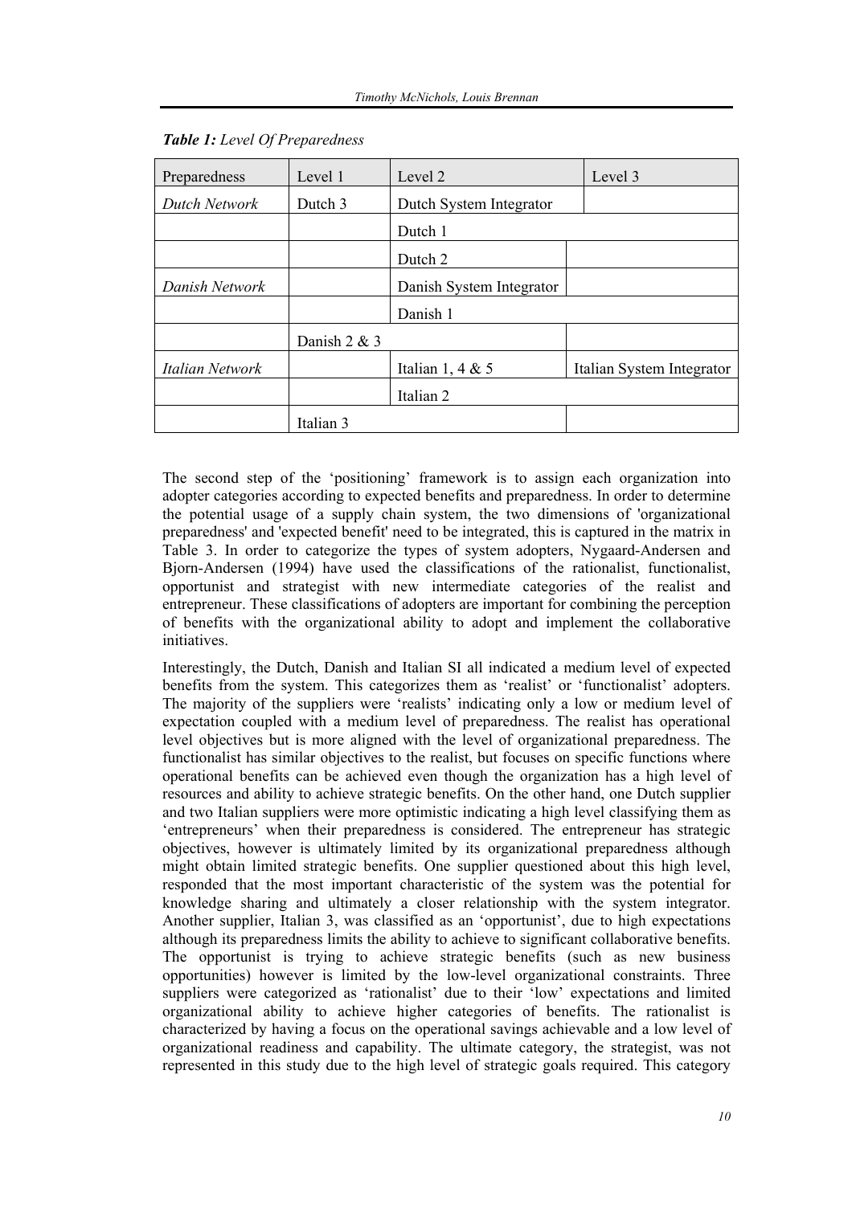***Table 1:*** *Level Of Preparedness*

| Preparedness | Level 1 | Level 2 | Level 3 |
| --- | --- | --- | --- |
| *Dutch Network* | Dutch 3 | Dutch System Integrator | |
| | | Dutch 1 | |
| | | Dutch 2 | |
| *Danish Network* | | Danish System Integrator | |
| | | Danish 1 | |
| | Danish 2 & 3 | | |
| *Italian Network* | | Italian 1, 4 & 5 | Italian System Integrator |
| | | Italian 2 | |
| | Italian 3 | | |

The second step of the 'positioning' framework is to assign each organization into adopter categories according to expected benefits and preparedness. In order to determine the potential usage of a supply chain system, the two dimensions of 'organizational preparedness' and 'expected benefit' need to be integrated, this is captured in the matrix in Table 3. In order to categorize the types of system adopters, Nygaard-Andersen and Bjorn-Andersen (1994) have used the classifications of the rationalist, functionalist, opportunist and strategist with new intermediate categories of the realist and entrepreneur. These classifications of adopters are important for combining the perception of benefits with the organizational ability to adopt and implement the collaborative initiatives.

Interestingly, the Dutch, Danish and Italian SI all indicated a medium level of expected benefits from the system. This categorizes them as 'realist' or 'functionalist' adopters. The majority of the suppliers were 'realists' indicating only a low or medium level of expectation coupled with a medium level of preparedness. The realist has operational level objectives but is more aligned with the level of organizational preparedness. The functionalist has similar objectives to the realist, but focuses on specific functions where operational benefits can be achieved even though the organization has a high level of resources and ability to achieve strategic benefits. On the other hand, one Dutch supplier and two Italian suppliers were more optimistic indicating a high level classifying them as 'entrepreneurs' when their preparedness is considered. The entrepreneur has strategic objectives, however is ultimately limited by its organizational preparedness although might obtain limited strategic benefits. One supplier questioned about this high level, responded that the most important characteristic of the system was the potential for knowledge sharing and ultimately a closer relationship with the system integrator. Another supplier, Italian 3, was classified as an 'opportunist', due to high expectations although its preparedness limits the ability to achieve to significant collaborative benefits. The opportunist is trying to achieve strategic benefits (such as new business opportunities) however is limited by the low-level organizational constraints. Three suppliers were categorized as 'rationalist' due to their 'low' expectations and limited organizational ability to achieve higher categories of benefits. The rationalist is characterized by having a focus on the operational savings achievable and a low level of organizational readiness and capability. The ultimate category, the strategist, was not represented in this study due to the high level of strategic goals required. This category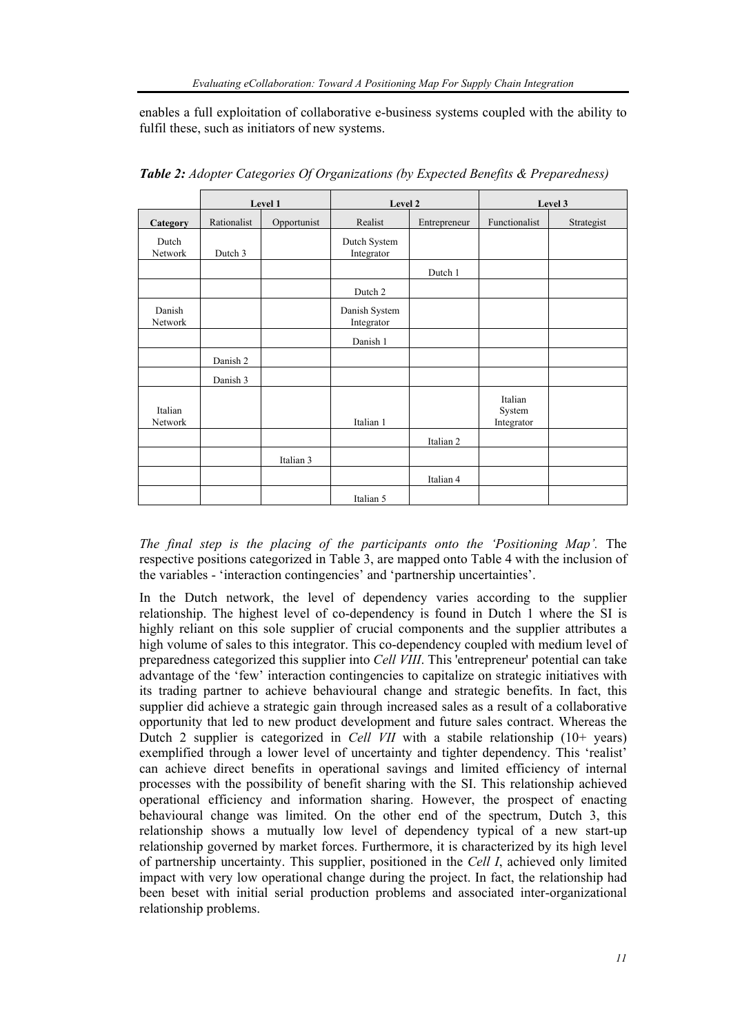enables a full exploitation of collaborative e-business systems coupled with the ability to fulfil these, such as initiators of new systems.

***Table 2:*** *Adopter Categories Of Organizations (by Expected Benefits & Preparedness)*

| | Level 1 | | Level 2 | | Level 3 | |
|---|---|---|---|---|---|---|
| **Category** | Rationalist | Opportunist | Realist | Entrepreneur | Functionalist | Strategist |
| Dutch Network | Dutch 3 | | Dutch System Integrator | | | |
| | | | | Dutch 1 | | |
| | | | Dutch 2 | | | |
| Danish Network | | | Danish System Integrator | | | |
| | | | Danish 1 | | | |
| | Danish 2 | | | | | |
| | Danish 3 | | | | | |
| Italian Network | | | Italian 1 | | Italian System Integrator | |
| | | | | Italian 2 | | |
| | | Italian 3 | | | | |
| | | | | Italian 4 | | |
| | | | Italian 5 | | | |

*The final step is the placing of the participants onto the 'Positioning Map'.* The respective positions categorized in Table 3, are mapped onto Table 4 with the inclusion of the variables - 'interaction contingencies' and 'partnership uncertainties'.

In the Dutch network, the level of dependency varies according to the supplier relationship. The highest level of co-dependency is found in Dutch 1 where the SI is highly reliant on this sole supplier of crucial components and the supplier attributes a high volume of sales to this integrator. This co-dependency coupled with medium level of preparedness categorized this supplier into *Cell VIII*. This 'entrepreneur' potential can take advantage of the 'few' interaction contingencies to capitalize on strategic initiatives with its trading partner to achieve behavioural change and strategic benefits. In fact, this supplier did achieve a strategic gain through increased sales as a result of a collaborative opportunity that led to new product development and future sales contract. Whereas the Dutch 2 supplier is categorized in *Cell VII* with a stabile relationship (10+ years) exemplified through a lower level of uncertainty and tighter dependency. This 'realist' can achieve direct benefits in operational savings and limited efficiency of internal processes with the possibility of benefit sharing with the SI. This relationship achieved operational efficiency and information sharing. However, the prospect of enacting behavioural change was limited. On the other end of the spectrum, Dutch 3, this relationship shows a mutually low level of dependency typical of a new start-up relationship governed by market forces. Furthermore, it is characterized by its high level of partnership uncertainty. This supplier, positioned in the *Cell I*, achieved only limited impact with very low operational change during the project. In fact, the relationship had been beset with initial serial production problems and associated inter-organizational relationship problems.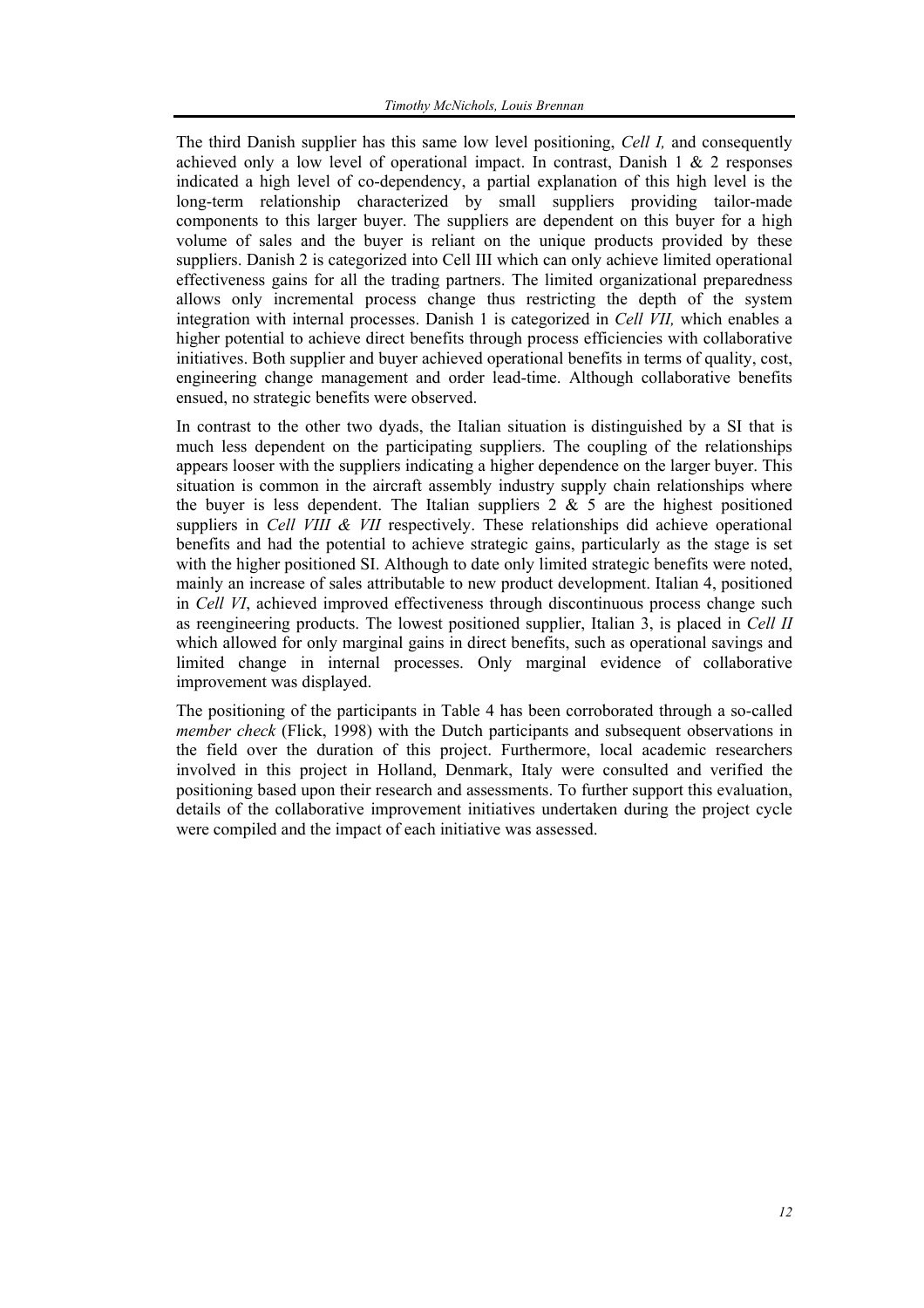The third Danish supplier has this same low level positioning, *Cell I,* and consequently achieved only a low level of operational impact. In contrast, Danish 1 & 2 responses indicated a high level of co-dependency, a partial explanation of this high level is the long-term relationship characterized by small suppliers providing tailor-made components to this larger buyer. The suppliers are dependent on this buyer for a high volume of sales and the buyer is reliant on the unique products provided by these suppliers. Danish 2 is categorized into Cell III which can only achieve limited operational effectiveness gains for all the trading partners. The limited organizational preparedness allows only incremental process change thus restricting the depth of the system integration with internal processes. Danish 1 is categorized in *Cell VII,* which enables a higher potential to achieve direct benefits through process efficiencies with collaborative initiatives. Both supplier and buyer achieved operational benefits in terms of quality, cost, engineering change management and order lead-time. Although collaborative benefits ensued, no strategic benefits were observed.

In contrast to the other two dyads, the Italian situation is distinguished by a SI that is much less dependent on the participating suppliers. The coupling of the relationships appears looser with the suppliers indicating a higher dependence on the larger buyer. This situation is common in the aircraft assembly industry supply chain relationships where the buyer is less dependent. The Italian suppliers 2 & 5 are the highest positioned suppliers in *Cell VIII & VII* respectively. These relationships did achieve operational benefits and had the potential to achieve strategic gains, particularly as the stage is set with the higher positioned SI. Although to date only limited strategic benefits were noted, mainly an increase of sales attributable to new product development. Italian 4, positioned in *Cell VI*, achieved improved effectiveness through discontinuous process change such as reengineering products. The lowest positioned supplier, Italian 3, is placed in *Cell II* which allowed for only marginal gains in direct benefits, such as operational savings and limited change in internal processes. Only marginal evidence of collaborative improvement was displayed.

The positioning of the participants in Table 4 has been corroborated through a so-called *member check* (Flick, 1998) with the Dutch participants and subsequent observations in the field over the duration of this project. Furthermore, local academic researchers involved in this project in Holland, Denmark, Italy were consulted and verified the positioning based upon their research and assessments. To further support this evaluation, details of the collaborative improvement initiatives undertaken during the project cycle were compiled and the impact of each initiative was assessed.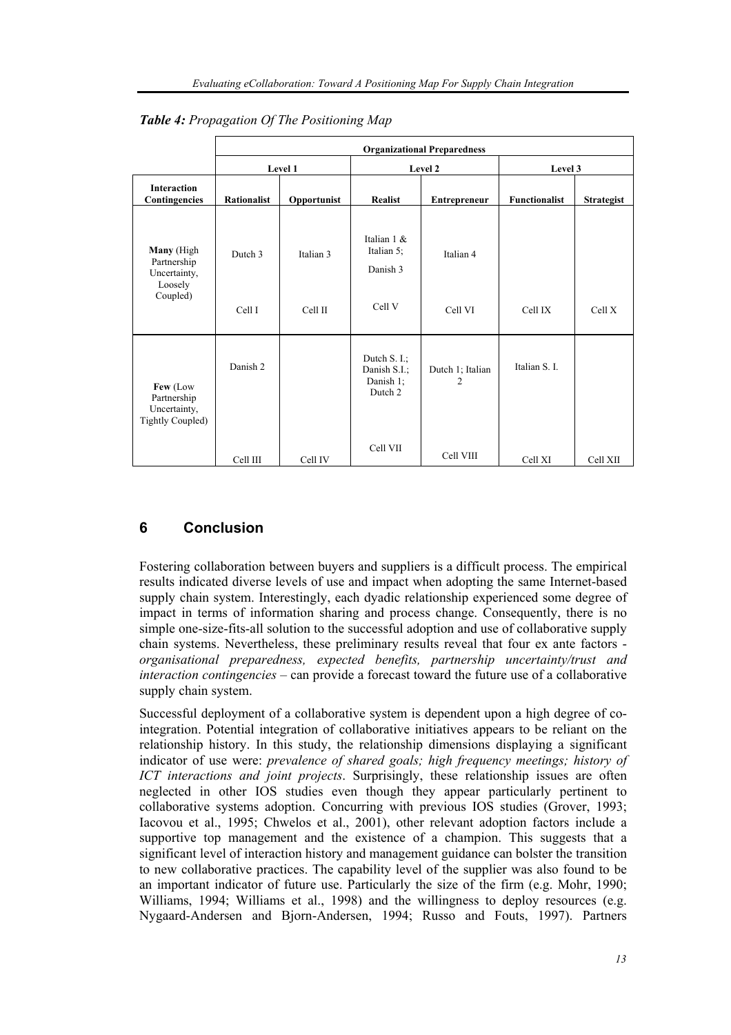*Table 4: Propagation Of The Positioning Map*

| | **Organizational Preparedness** | | | | | |
|---|---|---|---|---|---|---|
| | **Level 1** | | **Level 2** | | **Level 3** | |
| **Interaction Contingencies** | **Rationalist** | **Opportunist** | **Realist** | **Entrepreneur** | **Functionalist** | **Strategist** |
| **Many** (High Partnership Uncertainty, Loosely Coupled) | Dutch 3<br>Cell I | Italian 3<br>Cell II | Italian 1 & Italian 5; Danish 3<br>Cell V | Italian 4<br>Cell VI | Cell IX | Cell X |
| **Few** (Low Partnership Uncertainty, Tightly Coupled) | Danish 2<br>Cell III | Cell IV | Dutch S. I.; Danish S.I.; Danish 1; Dutch 2<br>Cell VII | Dutch 1; Italian 2<br>Cell VIII | Italian S. I.<br>Cell XI | Cell XII |

## 6 Conclusion

Fostering collaboration between buyers and suppliers is a difficult process. The empirical results indicated diverse levels of use and impact when adopting the same Internet-based supply chain system. Interestingly, each dyadic relationship experienced some degree of impact in terms of information sharing and process change. Consequently, there is no simple one-size-fits-all solution to the successful adoption and use of collaborative supply chain systems. Nevertheless, these preliminary results reveal that four ex ante factors - *organisational preparedness, expected benefits, partnership uncertainty/trust and interaction contingencies* – can provide a forecast toward the future use of a collaborative supply chain system.

Successful deployment of a collaborative system is dependent upon a high degree of co-integration. Potential integration of collaborative initiatives appears to be reliant on the relationship history. In this study, the relationship dimensions displaying a significant indicator of use were: *prevalence of shared goals; high frequency meetings; history of ICT interactions and joint projects*. Surprisingly, these relationship issues are often neglected in other IOS studies even though they appear particularly pertinent to collaborative systems adoption. Concurring with previous IOS studies (Grover, 1993; Iacovou et al., 1995; Chwelos et al., 2001), other relevant adoption factors include a supportive top management and the existence of a champion. This suggests that a significant level of interaction history and management guidance can bolster the transition to new collaborative practices. The capability level of the supplier was also found to be an important indicator of future use. Particularly the size of the firm (e.g. Mohr, 1990; Williams, 1994; Williams et al., 1998) and the willingness to deploy resources (e.g. Nygaard-Andersen and Bjorn-Andersen, 1994; Russo and Fouts, 1997). Partners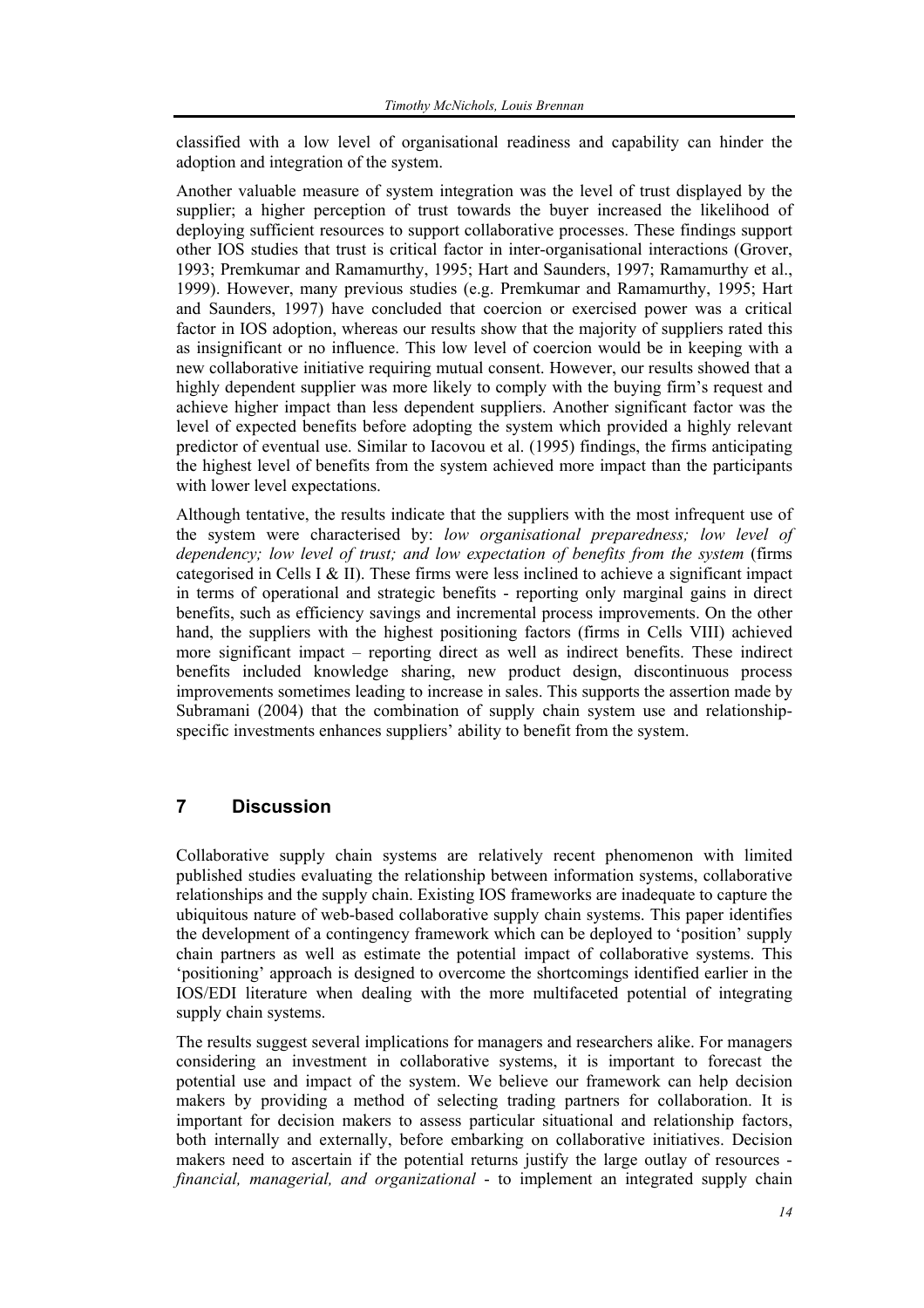classified with a low level of organisational readiness and capability can hinder the adoption and integration of the system.

Another valuable measure of system integration was the level of trust displayed by the supplier; a higher perception of trust towards the buyer increased the likelihood of deploying sufficient resources to support collaborative processes. These findings support other IOS studies that trust is critical factor in inter-organisational interactions (Grover, 1993; Premkumar and Ramamurthy, 1995; Hart and Saunders, 1997; Ramamurthy et al., 1999). However, many previous studies (e.g. Premkumar and Ramamurthy, 1995; Hart and Saunders, 1997) have concluded that coercion or exercised power was a critical factor in IOS adoption, whereas our results show that the majority of suppliers rated this as insignificant or no influence. This low level of coercion would be in keeping with a new collaborative initiative requiring mutual consent. However, our results showed that a highly dependent supplier was more likely to comply with the buying firm's request and achieve higher impact than less dependent suppliers. Another significant factor was the level of expected benefits before adopting the system which provided a highly relevant predictor of eventual use. Similar to Iacovou et al. (1995) findings, the firms anticipating the highest level of benefits from the system achieved more impact than the participants with lower level expectations.

Although tentative, the results indicate that the suppliers with the most infrequent use of the system were characterised by: *low organisational preparedness; low level of dependency; low level of trust; and low expectation of benefits from the system* (firms categorised in Cells I & II). These firms were less inclined to achieve a significant impact in terms of operational and strategic benefits - reporting only marginal gains in direct benefits, such as efficiency savings and incremental process improvements. On the other hand, the suppliers with the highest positioning factors (firms in Cells VIII) achieved more significant impact – reporting direct as well as indirect benefits. These indirect benefits included knowledge sharing, new product design, discontinuous process improvements sometimes leading to increase in sales. This supports the assertion made by Subramani (2004) that the combination of supply chain system use and relationship-specific investments enhances suppliers' ability to benefit from the system.

## 7 Discussion

Collaborative supply chain systems are relatively recent phenomenon with limited published studies evaluating the relationship between information systems, collaborative relationships and the supply chain. Existing IOS frameworks are inadequate to capture the ubiquitous nature of web-based collaborative supply chain systems. This paper identifies the development of a contingency framework which can be deployed to 'position' supply chain partners as well as estimate the potential impact of collaborative systems. This 'positioning' approach is designed to overcome the shortcomings identified earlier in the IOS/EDI literature when dealing with the more multifaceted potential of integrating supply chain systems.

The results suggest several implications for managers and researchers alike. For managers considering an investment in collaborative systems, it is important to forecast the potential use and impact of the system. We believe our framework can help decision makers by providing a method of selecting trading partners for collaboration. It is important for decision makers to assess particular situational and relationship factors, both internally and externally, before embarking on collaborative initiatives. Decision makers need to ascertain if the potential returns justify the large outlay of resources - *financial, managerial, and organizational* - to implement an integrated supply chain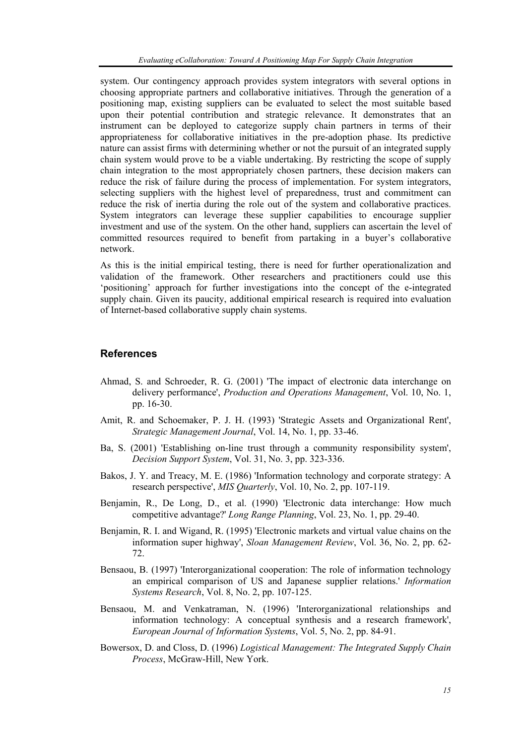system. Our contingency approach provides system integrators with several options in choosing appropriate partners and collaborative initiatives. Through the generation of a positioning map, existing suppliers can be evaluated to select the most suitable based upon their potential contribution and strategic relevance. It demonstrates that an instrument can be deployed to categorize supply chain partners in terms of their appropriateness for collaborative initiatives in the pre-adoption phase. Its predictive nature can assist firms with determining whether or not the pursuit of an integrated supply chain system would prove to be a viable undertaking. By restricting the scope of supply chain integration to the most appropriately chosen partners, these decision makers can reduce the risk of failure during the process of implementation. For system integrators, selecting suppliers with the highest level of preparedness, trust and commitment can reduce the risk of inertia during the role out of the system and collaborative practices. System integrators can leverage these supplier capabilities to encourage supplier investment and use of the system. On the other hand, suppliers can ascertain the level of committed resources required to benefit from partaking in a buyer's collaborative network.

As this is the initial empirical testing, there is need for further operationalization and validation of the framework. Other researchers and practitioners could use this 'positioning' approach for further investigations into the concept of the e-integrated supply chain. Given its paucity, additional empirical research is required into evaluation of Internet-based collaborative supply chain systems.

## References

Ahmad, S. and Schroeder, R. G. (2001) 'The impact of electronic data interchange on delivery performance', *Production and Operations Management*, Vol. 10, No. 1, pp. 16-30.

Amit, R. and Schoemaker, P. J. H. (1993) 'Strategic Assets and Organizational Rent', *Strategic Management Journal*, Vol. 14, No. 1, pp. 33-46.

Ba, S. (2001) 'Establishing on-line trust through a community responsibility system', *Decision Support System*, Vol. 31, No. 3, pp. 323-336.

Bakos, J. Y. and Treacy, M. E. (1986) 'Information technology and corporate strategy: A research perspective', *MIS Quarterly*, Vol. 10, No. 2, pp. 107-119.

Benjamin, R., De Long, D., et al. (1990) 'Electronic data interchange: How much competitive advantage?' *Long Range Planning*, Vol. 23, No. 1, pp. 29-40.

Benjamin, R. I. and Wigand, R. (1995) 'Electronic markets and virtual value chains on the information super highway', *Sloan Management Review*, Vol. 36, No. 2, pp. 62-72.

Bensaou, B. (1997) 'Interorganizational cooperation: The role of information technology an empirical comparison of US and Japanese supplier relations.' *Information Systems Research*, Vol. 8, No. 2, pp. 107-125.

Bensaou, M. and Venkatraman, N. (1996) 'Interorganizational relationships and information technology: A conceptual synthesis and a research framework', *European Journal of Information Systems*, Vol. 5, No. 2, pp. 84-91.

Bowersox, D. and Closs, D. (1996) *Logistical Management: The Integrated Supply Chain Process*, McGraw-Hill, New York.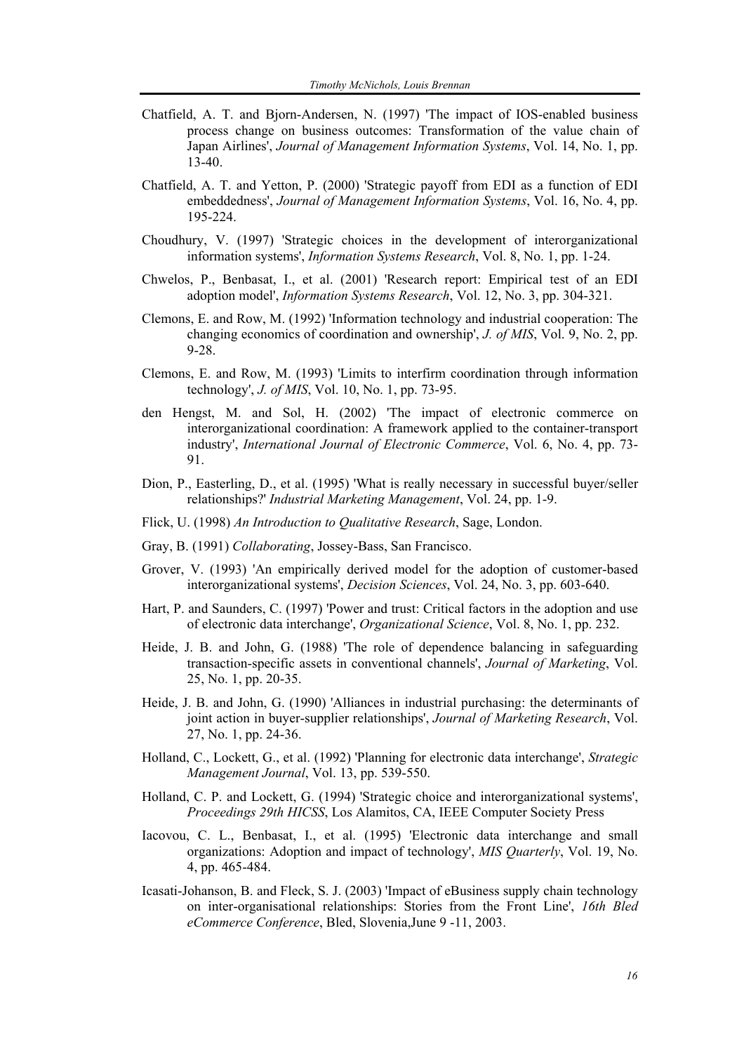Chatfield, A. T. and Bjorn-Andersen, N. (1997) 'The impact of IOS-enabled business process change on business outcomes: Transformation of the value chain of Japan Airlines', *Journal of Management Information Systems*, Vol. 14, No. 1, pp. 13-40.

Chatfield, A. T. and Yetton, P. (2000) 'Strategic payoff from EDI as a function of EDI embeddedness', *Journal of Management Information Systems*, Vol. 16, No. 4, pp. 195-224.

Choudhury, V. (1997) 'Strategic choices in the development of interorganizational information systems', *Information Systems Research*, Vol. 8, No. 1, pp. 1-24.

Chwelos, P., Benbasat, I., et al. (2001) 'Research report: Empirical test of an EDI adoption model', *Information Systems Research*, Vol. 12, No. 3, pp. 304-321.

Clemons, E. and Row, M. (1992) 'Information technology and industrial cooperation: The changing economics of coordination and ownership', *J. of MIS*, Vol. 9, No. 2, pp. 9-28.

Clemons, E. and Row, M. (1993) 'Limits to interfirm coordination through information technology', *J. of MIS*, Vol. 10, No. 1, pp. 73-95.

den Hengst, M. and Sol, H. (2002) 'The impact of electronic commerce on interorganizational coordination: A framework applied to the container-transport industry', *International Journal of Electronic Commerce*, Vol. 6, No. 4, pp. 73-91.

Dion, P., Easterling, D., et al. (1995) 'What is really necessary in successful buyer/seller relationships?' *Industrial Marketing Management*, Vol. 24, pp. 1-9.

Flick, U. (1998) *An Introduction to Qualitative Research*, Sage, London.

Gray, B. (1991) *Collaborating*, Jossey-Bass, San Francisco.

Grover, V. (1993) 'An empirically derived model for the adoption of customer-based interorganizational systems', *Decision Sciences*, Vol. 24, No. 3, pp. 603-640.

Hart, P. and Saunders, C. (1997) 'Power and trust: Critical factors in the adoption and use of electronic data interchange', *Organizational Science*, Vol. 8, No. 1, pp. 232.

Heide, J. B. and John, G. (1988) 'The role of dependence balancing in safeguarding transaction-specific assets in conventional channels', *Journal of Marketing*, Vol. 25, No. 1, pp. 20-35.

Heide, J. B. and John, G. (1990) 'Alliances in industrial purchasing: the determinants of joint action in buyer-supplier relationships', *Journal of Marketing Research*, Vol. 27, No. 1, pp. 24-36.

Holland, C., Lockett, G., et al. (1992) 'Planning for electronic data interchange', *Strategic Management Journal*, Vol. 13, pp. 539-550.

Holland, C. P. and Lockett, G. (1994) 'Strategic choice and interorganizational systems', *Proceedings 29th HICSS*, Los Alamitos, CA, IEEE Computer Society Press

Iacovou, C. L., Benbasat, I., et al. (1995) 'Electronic data interchange and small organizations: Adoption and impact of technology', *MIS Quarterly*, Vol. 19, No. 4, pp. 465-484.

Icasati-Johanson, B. and Fleck, S. J. (2003) 'Impact of eBusiness supply chain technology on inter-organisational relationships: Stories from the Front Line', *16th Bled eCommerce Conference*, Bled, Slovenia,June 9 -11, 2003.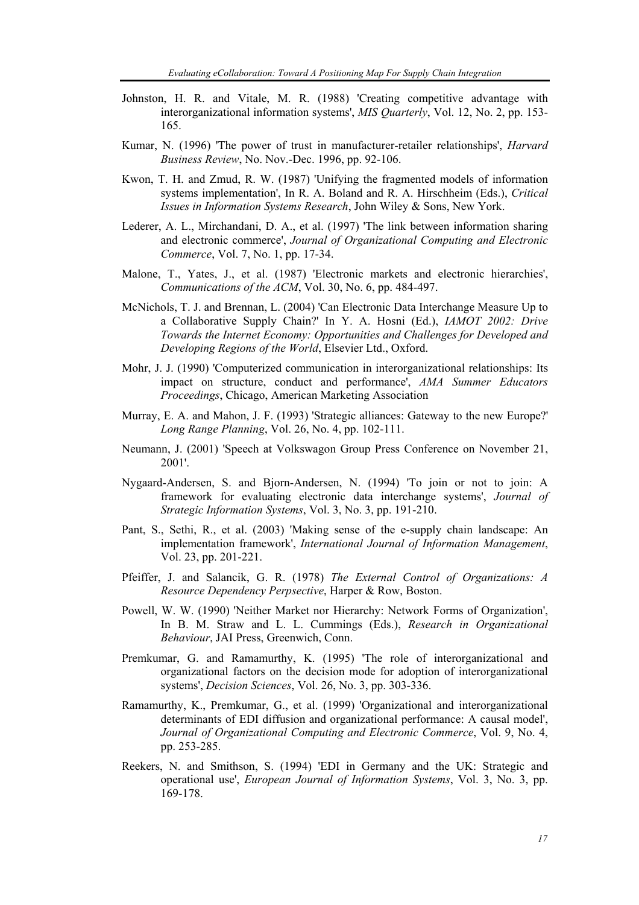Johnston, H. R. and Vitale, M. R. (1988) 'Creating competitive advantage with interorganizational information systems', *MIS Quarterly*, Vol. 12, No. 2, pp. 153-165.

Kumar, N. (1996) 'The power of trust in manufacturer-retailer relationships', *Harvard Business Review*, No. Nov.-Dec. 1996, pp. 92-106.

Kwon, T. H. and Zmud, R. W. (1987) 'Unifying the fragmented models of information systems implementation', In R. A. Boland and R. A. Hirschheim (Eds.), *Critical Issues in Information Systems Research*, John Wiley & Sons, New York.

Lederer, A. L., Mirchandani, D. A., et al. (1997) 'The link between information sharing and electronic commerce', *Journal of Organizational Computing and Electronic Commerce*, Vol. 7, No. 1, pp. 17-34.

Malone, T., Yates, J., et al. (1987) 'Electronic markets and electronic hierarchies', *Communications of the ACM*, Vol. 30, No. 6, pp. 484-497.

McNichols, T. J. and Brennan, L. (2004) 'Can Electronic Data Interchange Measure Up to a Collaborative Supply Chain?' In Y. A. Hosni (Ed.), *IAMOT 2002: Drive Towards the Internet Economy: Opportunities and Challenges for Developed and Developing Regions of the World*, Elsevier Ltd., Oxford.

Mohr, J. J. (1990) 'Computerized communication in interorganizational relationships: Its impact on structure, conduct and performance', *AMA Summer Educators Proceedings*, Chicago, American Marketing Association

Murray, E. A. and Mahon, J. F. (1993) 'Strategic alliances: Gateway to the new Europe?' *Long Range Planning*, Vol. 26, No. 4, pp. 102-111.

Neumann, J. (2001) 'Speech at Volkswagon Group Press Conference on November 21, 2001'.

Nygaard-Andersen, S. and Bjorn-Andersen, N. (1994) 'To join or not to join: A framework for evaluating electronic data interchange systems', *Journal of Strategic Information Systems*, Vol. 3, No. 3, pp. 191-210.

Pant, S., Sethi, R., et al. (2003) 'Making sense of the e-supply chain landscape: An implementation framework', *International Journal of Information Management*, Vol. 23, pp. 201-221.

Pfeiffer, J. and Salancik, G. R. (1978) *The External Control of Organizations: A Resource Dependency Perpsective*, Harper & Row, Boston.

Powell, W. W. (1990) 'Neither Market nor Hierarchy: Network Forms of Organization', In B. M. Straw and L. L. Cummings (Eds.), *Research in Organizational Behaviour*, JAI Press, Greenwich, Conn.

Premkumar, G. and Ramamurthy, K. (1995) 'The role of interorganizational and organizational factors on the decision mode for adoption of interorganizational systems', *Decision Sciences*, Vol. 26, No. 3, pp. 303-336.

Ramamurthy, K., Premkumar, G., et al. (1999) 'Organizational and interorganizational determinants of EDI diffusion and organizational performance: A causal model', *Journal of Organizational Computing and Electronic Commerce*, Vol. 9, No. 4, pp. 253-285.

Reekers, N. and Smithson, S. (1994) 'EDI in Germany and the UK: Strategic and operational use', *European Journal of Information Systems*, Vol. 3, No. 3, pp. 169-178.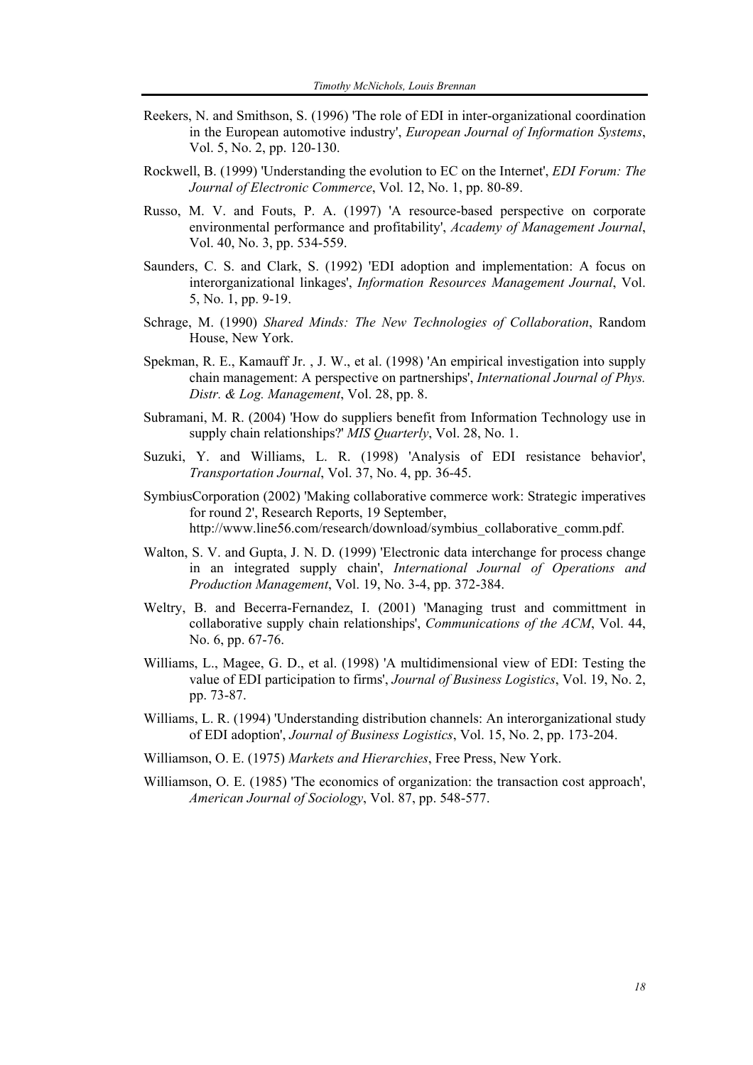Reekers, N. and Smithson, S. (1996) 'The role of EDI in inter-organizational coordination in the European automotive industry', *European Journal of Information Systems*, Vol. 5, No. 2, pp. 120-130.

Rockwell, B. (1999) 'Understanding the evolution to EC on the Internet', *EDI Forum: The Journal of Electronic Commerce*, Vol. 12, No. 1, pp. 80-89.

Russo, M. V. and Fouts, P. A. (1997) 'A resource-based perspective on corporate environmental performance and profitability', *Academy of Management Journal*, Vol. 40, No. 3, pp. 534-559.

Saunders, C. S. and Clark, S. (1992) 'EDI adoption and implementation: A focus on interorganizational linkages', *Information Resources Management Journal*, Vol. 5, No. 1, pp. 9-19.

Schrage, M. (1990) *Shared Minds: The New Technologies of Collaboration*, Random House, New York.

Spekman, R. E., Kamauff Jr. , J. W., et al. (1998) 'An empirical investigation into supply chain management: A perspective on partnerships', *International Journal of Phys. Distr. & Log. Management*, Vol. 28, pp. 8.

Subramani, M. R. (2004) 'How do suppliers benefit from Information Technology use in supply chain relationships?' *MIS Quarterly*, Vol. 28, No. 1.

Suzuki, Y. and Williams, L. R. (1998) 'Analysis of EDI resistance behavior', *Transportation Journal*, Vol. 37, No. 4, pp. 36-45.

SymbiusCorporation (2002) 'Making collaborative commerce work: Strategic imperatives for round 2', Research Reports, 19 September, http://www.line56.com/research/download/symbius_collaborative_comm.pdf.

Walton, S. V. and Gupta, J. N. D. (1999) 'Electronic data interchange for process change in an integrated supply chain', *International Journal of Operations and Production Management*, Vol. 19, No. 3-4, pp. 372-384.

Weltry, B. and Becerra-Fernandez, I. (2001) 'Managing trust and committment in collaborative supply chain relationships', *Communications of the ACM*, Vol. 44, No. 6, pp. 67-76.

Williams, L., Magee, G. D., et al. (1998) 'A multidimensional view of EDI: Testing the value of EDI participation to firms', *Journal of Business Logistics*, Vol. 19, No. 2, pp. 73-87.

Williams, L. R. (1994) 'Understanding distribution channels: An interorganizational study of EDI adoption', *Journal of Business Logistics*, Vol. 15, No. 2, pp. 173-204.

Williamson, O. E. (1975) *Markets and Hierarchies*, Free Press, New York.

Williamson, O. E. (1985) 'The economics of organization: the transaction cost approach', *American Journal of Sociology*, Vol. 87, pp. 548-577.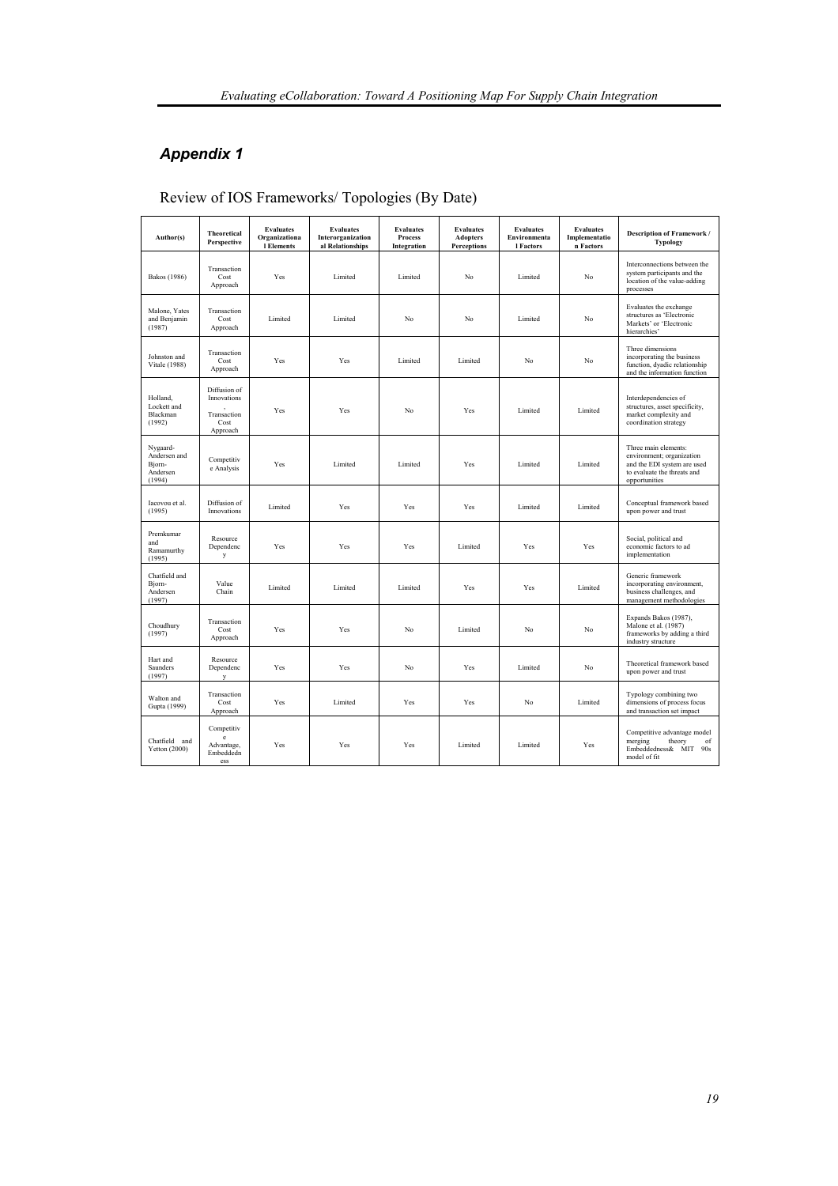## *Appendix 1*

Review of IOS Frameworks/ Topologies (By Date)

| Author(s) | Theoretical Perspective | Evaluates Organizational Elements | Evaluates Interorganizational Relationships | Evaluates Process Integration | Evaluates Adopters Perceptions | Evaluates Environmental Factors | Evaluates Implementation Factors | Description of Framework / Typology |
|---|---|---|---|---|---|---|---|---|
| Bakos (1986) | Transaction Cost Approach | Yes | Limited | Limited | No | Limited | No | Interconnections between the system participants and the location of the value-adding processes |
| Malone, Yates and Benjamin (1987) | Transaction Cost Approach | Limited | Limited | No | No | Limited | No | Evaluates the exchange structures as 'Electronic Markets' or 'Electronic hierarchies' |
| Johnston and Vitale (1988) | Transaction Cost Approach | Yes | Yes | Limited | Limited | No | No | Three dimensions incorporating the business function, dyadic relationship and the information function |
| Holland, Lockett and Blackman (1992) | Diffusion of Innovations, Transaction Cost Approach | Yes | Yes | No | Yes | Limited | Limited | Interdependencies of structures, asset specificity, market complexity and coordination strategy |
| Nygaard-Andersen and Bjorn-Andersen (1994) | Competitive Analysis | Yes | Limited | Limited | Yes | Limited | Limited | Three main elements: environment; organization and the EDI system are used to evaluate the threats and opportunities |
| Iacovou et al. (1995) | Diffusion of Innovations | Limited | Yes | Yes | Yes | Limited | Limited | Conceptual framework based upon power and trust |
| Premkumar and Ramamurthy (1995) | Resource Dependency | Yes | Yes | Yes | Limited | Yes | Yes | Social, political and economic factors to ad implementation |
| Chatfield and Bjorn-Andersen (1997) | Value Chain | Limited | Limited | Limited | Yes | Yes | Limited | Generic framework incorporating environment, business challenges, and management methodologies |
| Choudhury (1997) | Transaction Cost Approach | Yes | Yes | No | Limited | No | No | Expands Bakos (1987), Malone et al. (1987) frameworks by adding a third industry structure |
| Hart and Saunders (1997) | Resource Dependency | Yes | Yes | No | Yes | Limited | No | Theoretical framework based upon power and trust |
| Walton and Gupta (1999) | Transaction Cost Approach | Yes | Limited | Yes | Yes | No | Limited | Typology combining two dimensions of process focus and transaction set impact |
| Chatfield and Yetton (2000) | Competitive Advantage, Embeddedness | Yes | Yes | Yes | Limited | Limited | Yes | Competitive advantage model merging theory of Embeddedness& MIT 90s model of fit |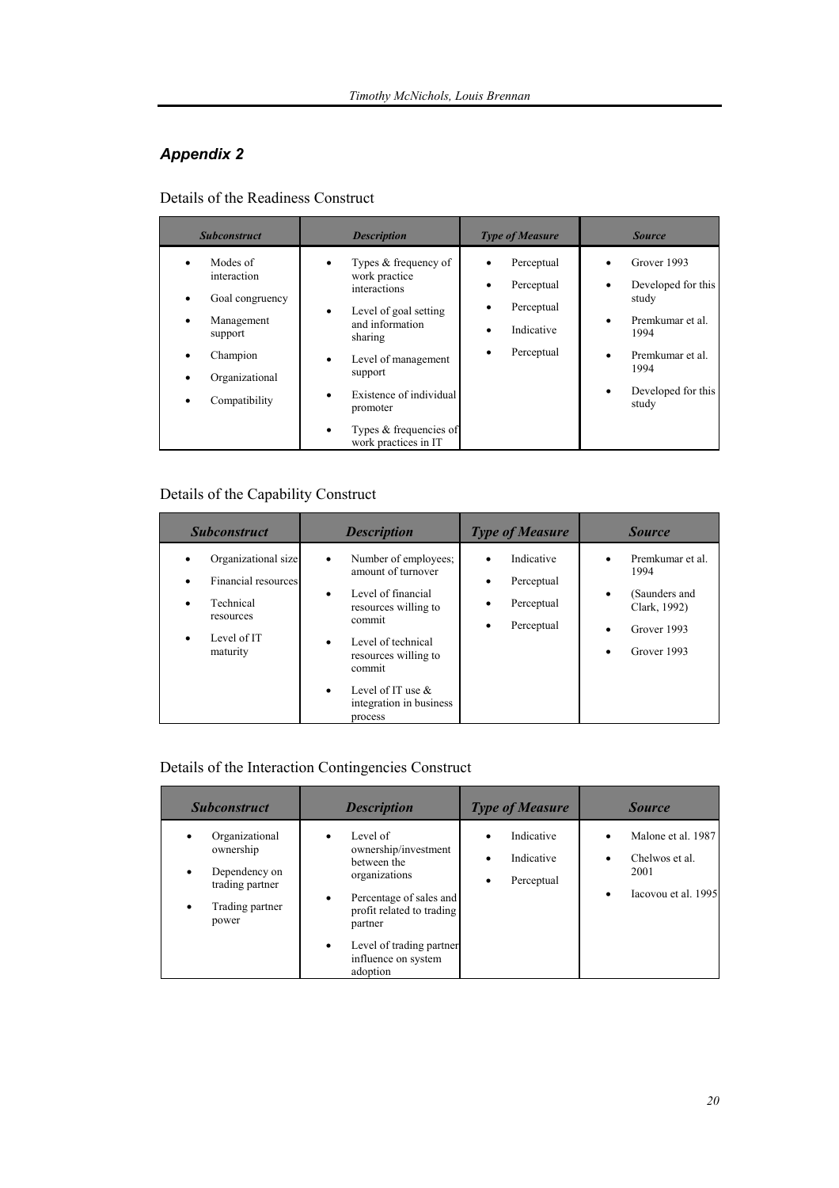## *Appendix 2*

Details of the Readiness Construct

| ***Subconstruct*** | ***Description*** | ***Type of Measure*** | ***Source*** |
|---|---|---|---|
| • Modes of interaction<br>• Goal congruency<br>• Management support<br>• Champion<br>• Organizational<br>• Compatibility | • Types & frequency of work practice interactions<br>• Level of goal setting and information sharing<br>• Level of management support<br>• Existence of individual promoter<br>• Types & frequencies of work practices in IT | • Perceptual<br>• Perceptual<br>• Perceptual<br>• Indicative<br>• Perceptual | • Grover 1993<br>• Developed for this study<br>• Premkumar et al. 1994<br>• Premkumar et al. 1994<br>• Developed for this study |

Details of the Capability Construct

| ***Subconstruct*** | ***Description*** | ***Type of Measure*** | ***Source*** |
|---|---|---|---|
| • Organizational size<br>• Financial resources<br>• Technical resources<br>• Level of IT maturity | • Number of employees; amount of turnover<br>• Level of financial resources willing to commit<br>• Level of technical resources willing to commit<br>• Level of IT use & integration in business process | • Indicative<br>• Perceptual<br>• Perceptual<br>• Perceptual | • Premkumar et al. 1994<br>• (Saunders and Clark, 1992)<br>• Grover 1993<br>• Grover 1993 |

Details of the Interaction Contingencies Construct

| ***Subconstruct*** | ***Description*** | ***Type of Measure*** | ***Source*** |
|---|---|---|---|
| • Organizational ownership<br>• Dependency on trading partner<br>• Trading partner power | • Level of ownership/investment between the organizations<br>• Percentage of sales and profit related to trading partner<br>• Level of trading partner influence on system adoption | • Indicative<br>• Indicative<br>• Perceptual | • Malone et al. 1987<br>• Chelwos et al. 2001<br>• Iacovou et al. 1995 |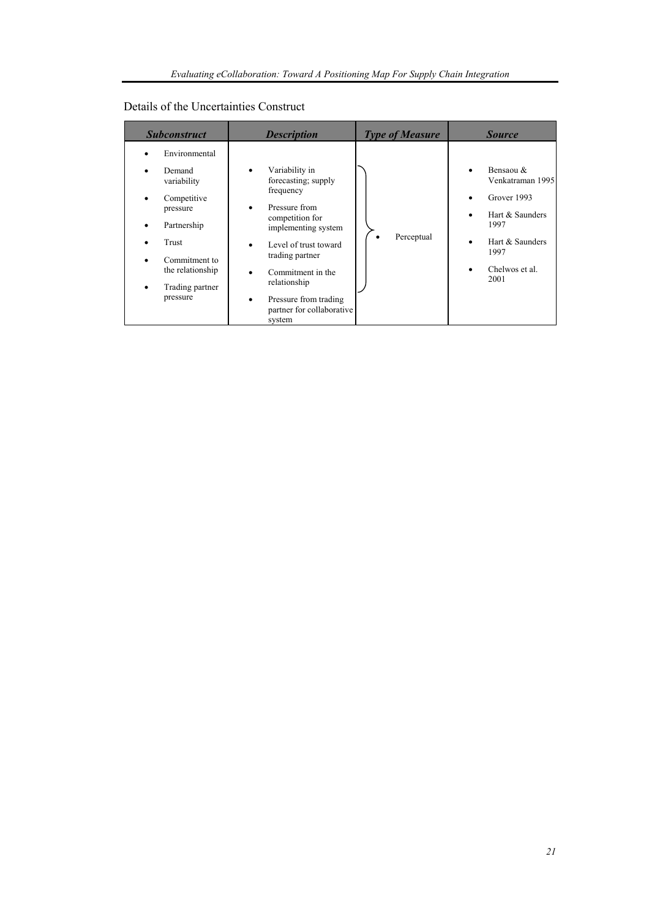Details of the Uncertainties Construct

| ***Subconstruct*** | ***Description*** | ***Type of Measure*** | ***Source*** |
|---|---|---|---|
| • Environmental | | | |
| • Demand variability | • Variability in forecasting; supply frequency | • Perceptual | • Bensaou & Venkatraman 1995 |
| • Competitive pressure | • Pressure from competition for implementing system | | • Grover 1993 |
| • Partnership | | | |
| • Trust | • Level of trust toward trading partner | | • Hart & Saunders 1997 |
| • Commitment to the relationship | • Commitment in the relationship | | • Hart & Saunders 1997 |
| • Trading partner pressure | • Pressure from trading partner for collaborative system | | • Chelwos et al. 2001 |